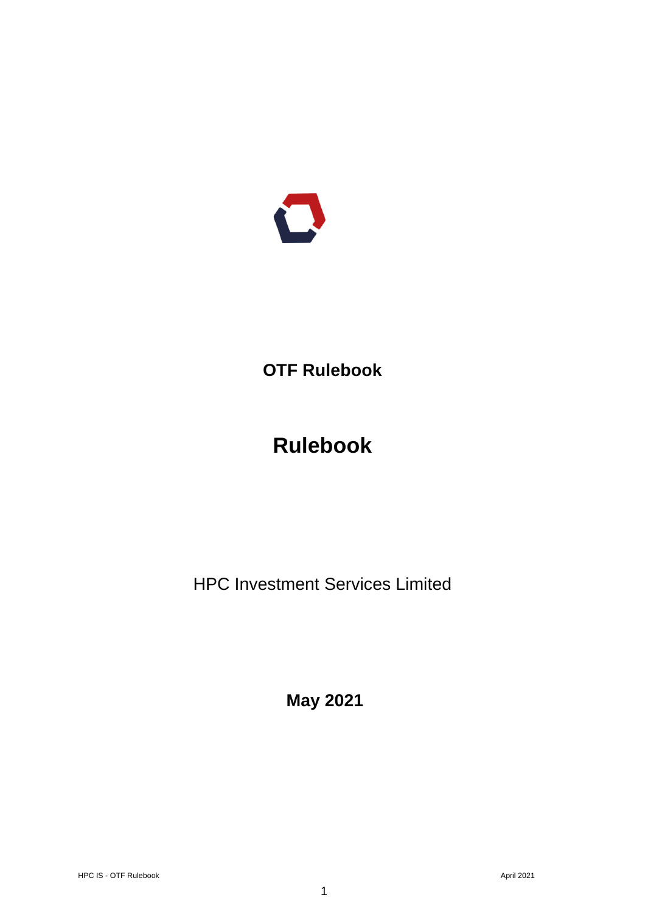# OTF Rulebook

# Rulebook

HPC Investment Services Limited

**May 2021**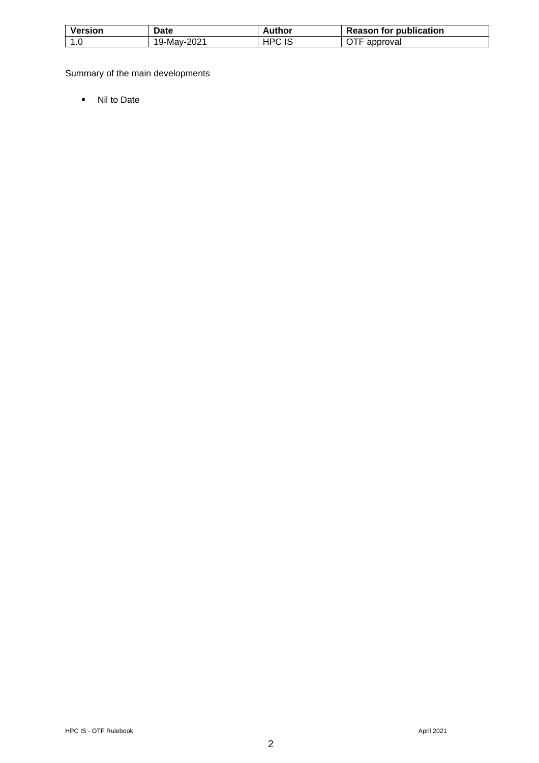| Version | Date | Author | Reason for publication |
|---|---|---|---|
| 1.0 | 19-May-2021 | HPC IS | OTF approval |

Summary of the main developments

- Nil to Date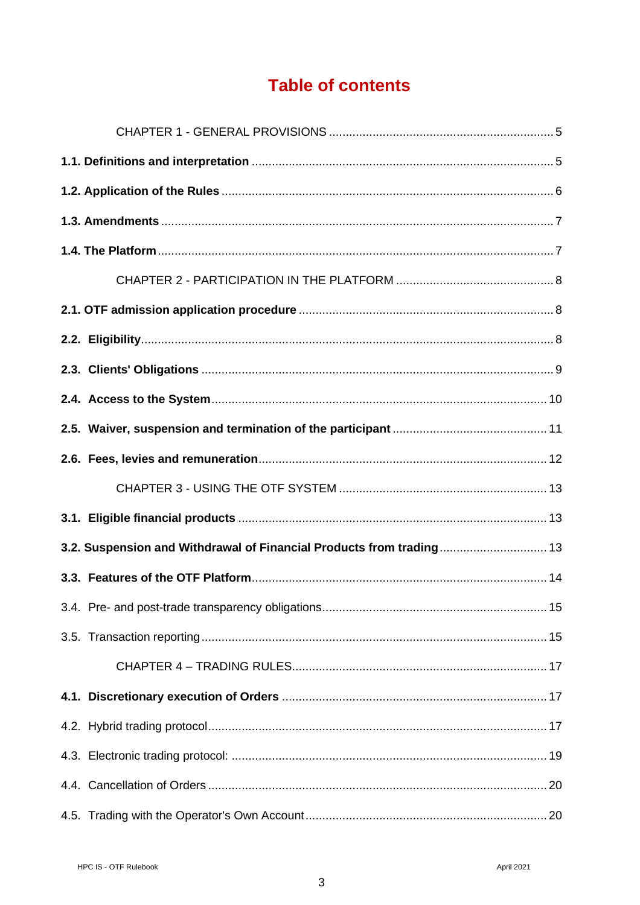# Table of contents

CHAPTER 1 - GENERAL PROVISIONS ..... 5

**1.1. Definitions and interpretation** ..... 5

**1.2. Application of the Rules** ..... 6

**1.3. Amendments** ..... 7

**1.4. The Platform** ..... 7

CHAPTER 2 - PARTICIPATION IN THE PLATFORM ..... 8

**2.1. OTF admission application procedure** ..... 8

**2.2. Eligibility** ..... 8

**2.3. Clients' Obligations** ..... 9

**2.4. Access to the System** ..... 10

**2.5. Waiver, suspension and termination of the participant** ..... 11

**2.6. Fees, levies and remuneration** ..... 12

CHAPTER 3 - USING THE OTF SYSTEM ..... 13

**3.1. Eligible financial products** ..... 13

**3.2. Suspension and Withdrawal of Financial Products from trading** ..... 13

**3.3. Features of the OTF Platform** ..... 14

3.4. Pre- and post-trade transparency obligations ..... 15

3.5. Transaction reporting ..... 15

CHAPTER 4 – TRADING RULES ..... 17

**4.1. Discretionary execution of Orders** ..... 17

4.2. Hybrid trading protocol ..... 17

4.3. Electronic trading protocol: ..... 19

4.4. Cancellation of Orders ..... 20

4.5. Trading with the Operator's Own Account ..... 20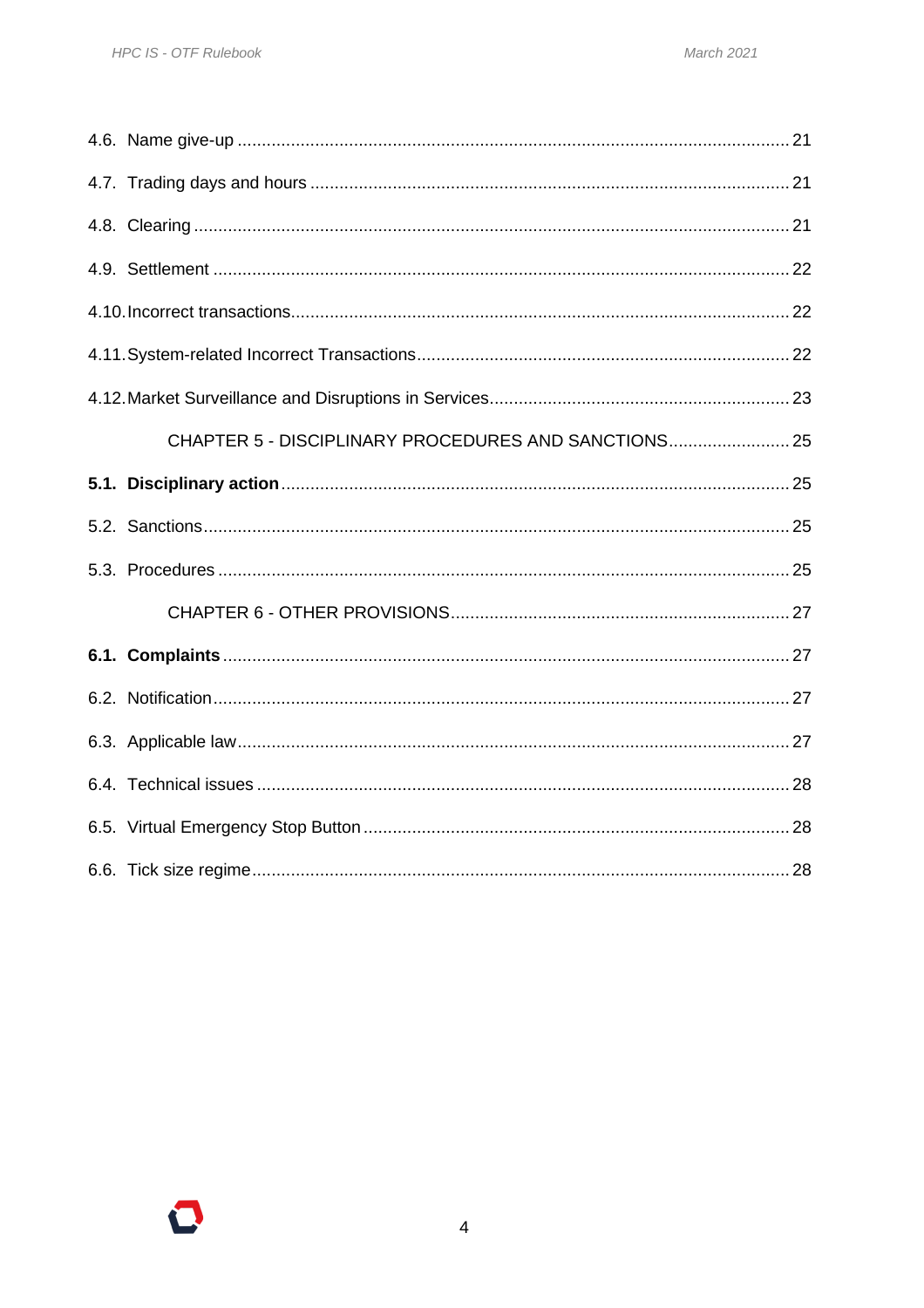4.6. Name give-up ........................................................................................................ 21

4.7. Trading days and hours ........................................................................................ 21

4.8. Clearing ................................................................................................................ 21

4.9. Settlement ............................................................................................................ 22

4.10. Incorrect transactions ........................................................................................... 22

4.11. System-related Incorrect Transactions ................................................................. 22

4.12. Market Surveillance and Disruptions in Services .................................................. 23

CHAPTER 5 - DISCIPLINARY PROCEDURES AND SANCTIONS ......................... 25

**5.1. Disciplinary action** ............................................................................................... 25

5.2. Sanctions .............................................................................................................. 25

5.3. Procedures ........................................................................................................... 25

CHAPTER 6 - OTHER PROVISIONS ..................................................................... 27

**6.1. Complaints** .......................................................................................................... 27

6.2. Notification ............................................................................................................ 27

6.3. Applicable law ....................................................................................................... 27

6.4. Technical issues ................................................................................................... 28

6.5. Virtual Emergency Stop Button ............................................................................. 28

6.6. Tick size regime .................................................................................................... 28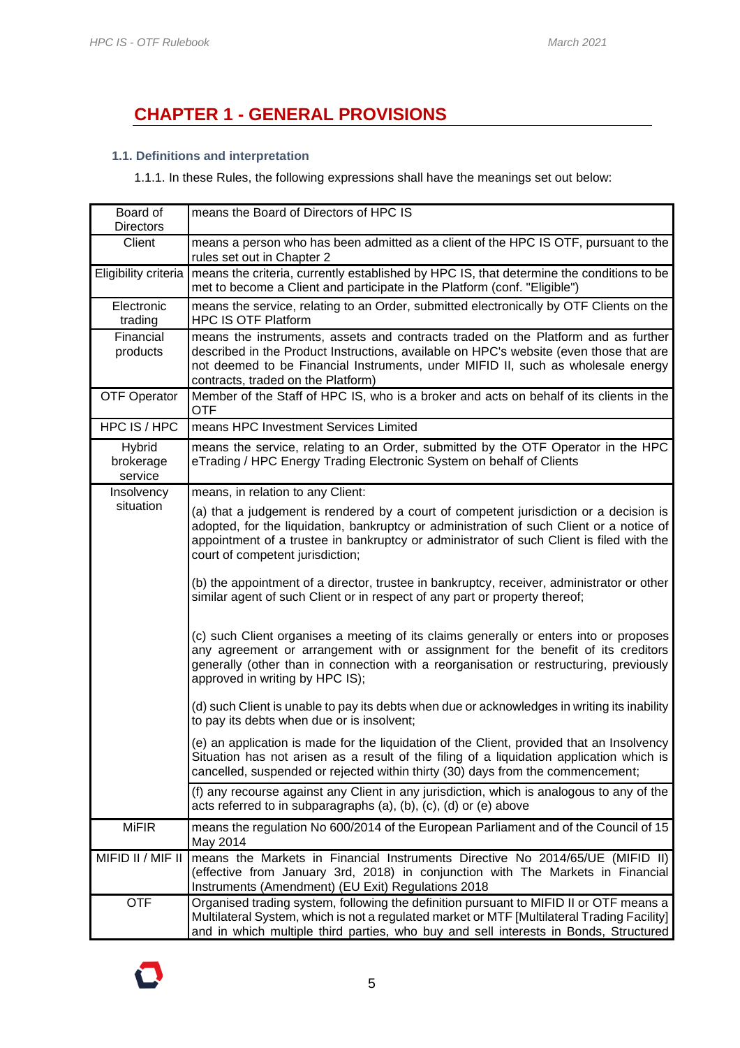# CHAPTER 1 - GENERAL PROVISIONS

### 1.1. Definitions and interpretation

1.1.1. In these Rules, the following expressions shall have the meanings set out below:

| | |
|---|---|
| Board of Directors | means the Board of Directors of HPC IS |
| Client | means a person who has been admitted as a client of the HPC IS OTF, pursuant to the rules set out in Chapter 2 |
| Eligibility criteria | means the criteria, currently established by HPC IS, that determine the conditions to be met to become a Client and participate in the Platform (conf. "Eligible") |
| Electronic trading | means the service, relating to an Order, submitted electronically by OTF Clients on the HPC IS OTF Platform |
| Financial products | means the instruments, assets and contracts traded on the Platform and as further described in the Product Instructions, available on HPC's website (even those that are not deemed to be Financial Instruments, under MIFID II, such as wholesale energy contracts, traded on the Platform) |
| OTF Operator | Member of the Staff of HPC IS, who is a broker and acts on behalf of its clients in the OTF |
| HPC IS / HPC | means HPC Investment Services Limited |
| Hybrid brokerage service | means the service, relating to an Order, submitted by the OTF Operator in the HPC eTrading / HPC Energy Trading Electronic System on behalf of Clients |
| Insolvency situation | means, in relation to any Client:<br><br>(a) that a judgement is rendered by a court of competent jurisdiction or a decision is adopted, for the liquidation, bankruptcy or administration of such Client or a notice of appointment of a trustee in bankruptcy or administrator of such Client is filed with the court of competent jurisdiction;<br><br>(b) the appointment of a director, trustee in bankruptcy, receiver, administrator or other similar agent of such Client or in respect of any part or property thereof;<br><br>(c) such Client organises a meeting of its claims generally or enters into or proposes any agreement or arrangement with or assignment for the benefit of its creditors generally (other than in connection with a reorganisation or restructuring, previously approved in writing by HPC IS);<br><br>(d) such Client is unable to pay its debts when due or acknowledges in writing its inability to pay its debts when due or is insolvent;<br><br>(e) an application is made for the liquidation of the Client, provided that an Insolvency Situation has not arisen as a result of the filing of a liquidation application which is cancelled, suspended or rejected within thirty (30) days from the commencement;<br><br>(f) any recourse against any Client in any jurisdiction, which is analogous to any of the acts referred to in subparagraphs (a), (b), (c), (d) or (e) above |
| MiFIR | means the regulation No 600/2014 of the European Parliament and of the Council of 15 May 2014 |
| MIFID II / MIF II | means the Markets in Financial Instruments Directive No 2014/65/UE (MIFID II) (effective from January 3rd, 2018) in conjunction with The Markets in Financial Instruments (Amendment) (EU Exit) Regulations 2018 |
| OTF | Organised trading system, following the definition pursuant to MIFID II or OTF means a Multilateral System, which is not a regulated market or MTF [Multilateral Trading Facility] and in which multiple third parties, who buy and sell interests in Bonds, Structured |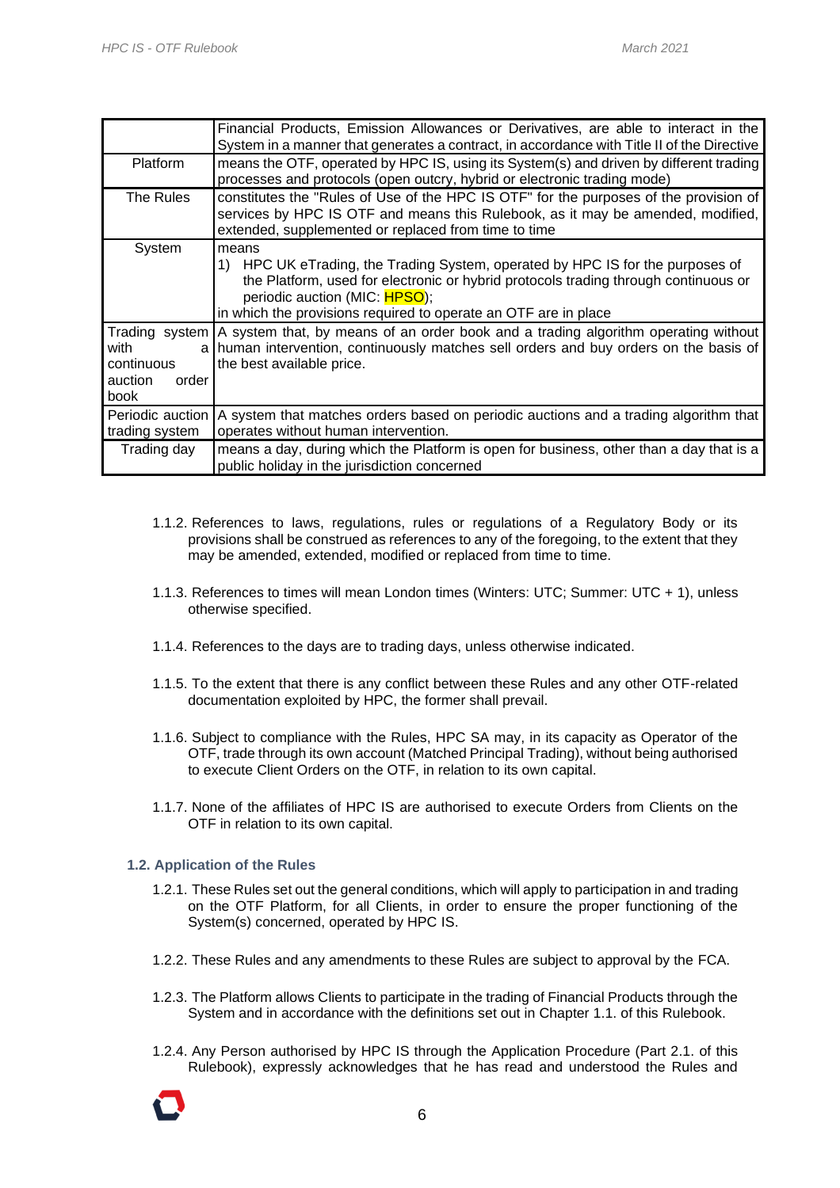| | |
|---|---|
| | Financial Products, Emission Allowances or Derivatives, are able to interact in the System in a manner that generates a contract, in accordance with Title II of the Directive |
| Platform | means the OTF, operated by HPC IS, using its System(s) and driven by different trading processes and protocols (open outcry, hybrid or electronic trading mode) |
| The Rules | constitutes the "Rules of Use of the HPC IS OTF" for the purposes of the provision of services by HPC IS OTF and means this Rulebook, as it may be amended, modified, extended, supplemented or replaced from time to time |
| System | means<br>1) HPC UK eTrading, the Trading System, operated by HPC IS for the purposes of the Platform, used for electronic or hybrid protocols trading through continuous or periodic auction (MIC: HPSO);<br>in which the provisions required to operate an OTF are in place |
| Trading system with a continuous auction order book | A system that, by means of an order book and a trading algorithm operating without human intervention, continuously matches sell orders and buy orders on the basis of the best available price. |
| Periodic auction trading system | A system that matches orders based on periodic auctions and a trading algorithm that operates without human intervention. |
| Trading day | means a day, during which the Platform is open for business, other than a day that is a public holiday in the jurisdiction concerned |

1.1.2. References to laws, regulations, rules or regulations of a Regulatory Body or its provisions shall be construed as references to any of the foregoing, to the extent that they may be amended, extended, modified or replaced from time to time.

1.1.3. References to times will mean London times (Winters: UTC; Summer: UTC + 1), unless otherwise specified.

1.1.4. References to the days are to trading days, unless otherwise indicated.

1.1.5. To the extent that there is any conflict between these Rules and any other OTF-related documentation exploited by HPC, the former shall prevail.

1.1.6. Subject to compliance with the Rules, HPC SA may, in its capacity as Operator of the OTF, trade through its own account (Matched Principal Trading), without being authorised to execute Client Orders on the OTF, in relation to its own capital.

1.1.7. None of the affiliates of HPC IS are authorised to execute Orders from Clients on the OTF in relation to its own capital.

### 1.2. Application of the Rules

1.2.1. These Rules set out the general conditions, which will apply to participation in and trading on the OTF Platform, for all Clients, in order to ensure the proper functioning of the System(s) concerned, operated by HPC IS.

1.2.2. These Rules and any amendments to these Rules are subject to approval by the FCA.

1.2.3. The Platform allows Clients to participate in the trading of Financial Products through the System and in accordance with the definitions set out in Chapter 1.1. of this Rulebook.

1.2.4. Any Person authorised by HPC IS through the Application Procedure (Part 2.1. of this Rulebook), expressly acknowledges that he has read and understood the Rules and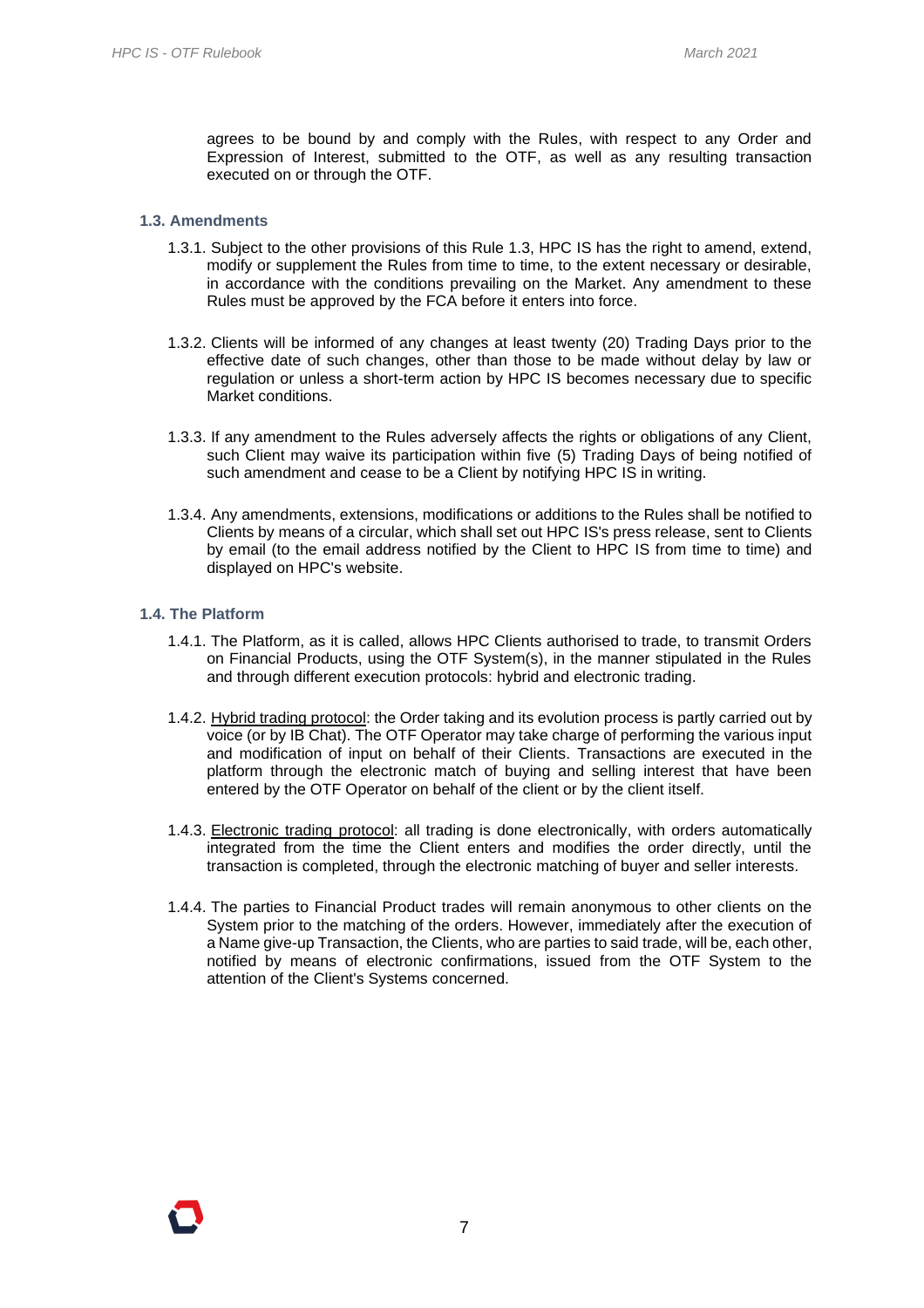agrees to be bound by and comply with the Rules, with respect to any Order and Expression of Interest, submitted to the OTF, as well as any resulting transaction executed on or through the OTF.

### 1.3. Amendments

1.3.1. Subject to the other provisions of this Rule 1.3, HPC IS has the right to amend, extend, modify or supplement the Rules from time to time, to the extent necessary or desirable, in accordance with the conditions prevailing on the Market. Any amendment to these Rules must be approved by the FCA before it enters into force.

1.3.2. Clients will be informed of any changes at least twenty (20) Trading Days prior to the effective date of such changes, other than those to be made without delay by law or regulation or unless a short-term action by HPC IS becomes necessary due to specific Market conditions.

1.3.3. If any amendment to the Rules adversely affects the rights or obligations of any Client, such Client may waive its participation within five (5) Trading Days of being notified of such amendment and cease to be a Client by notifying HPC IS in writing.

1.3.4. Any amendments, extensions, modifications or additions to the Rules shall be notified to Clients by means of a circular, which shall set out HPC IS's press release, sent to Clients by email (to the email address notified by the Client to HPC IS from time to time) and displayed on HPC's website.

### 1.4. The Platform

1.4.1. The Platform, as it is called, allows HPC Clients authorised to trade, to transmit Orders on Financial Products, using the OTF System(s), in the manner stipulated in the Rules and through different execution protocols: hybrid and electronic trading.

1.4.2. Hybrid trading protocol: the Order taking and its evolution process is partly carried out by voice (or by IB Chat). The OTF Operator may take charge of performing the various input and modification of input on behalf of their Clients. Transactions are executed in the platform through the electronic match of buying and selling interest that have been entered by the OTF Operator on behalf of the client or by the client itself.

1.4.3. Electronic trading protocol: all trading is done electronically, with orders automatically integrated from the time the Client enters and modifies the order directly, until the transaction is completed, through the electronic matching of buyer and seller interests.

1.4.4. The parties to Financial Product trades will remain anonymous to other clients on the System prior to the matching of the orders. However, immediately after the execution of a Name give-up Transaction, the Clients, who are parties to said trade, will be, each other, notified by means of electronic confirmations, issued from the OTF System to the attention of the Client's Systems concerned.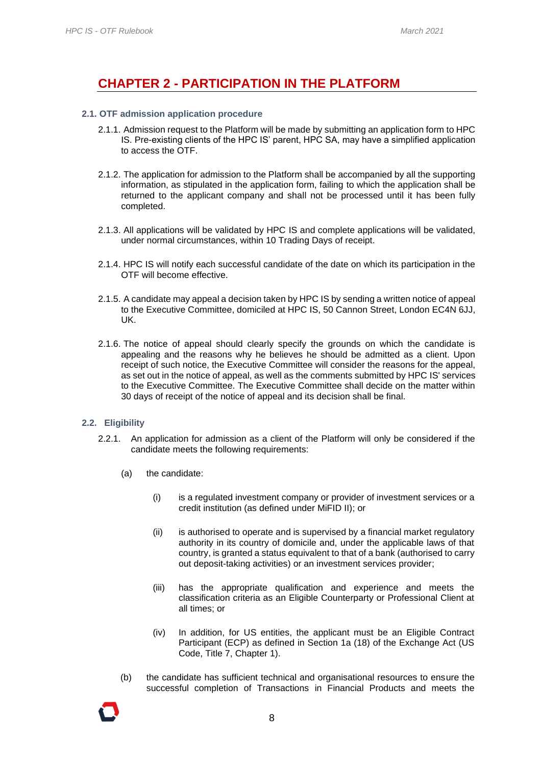# CHAPTER 2 - PARTICIPATION IN THE PLATFORM

### 2.1. OTF admission application procedure

2.1.1. Admission request to the Platform will be made by submitting an application form to HPC IS. Pre-existing clients of the HPC IS' parent, HPC SA, may have a simplified application to access the OTF.

2.1.2. The application for admission to the Platform shall be accompanied by all the supporting information, as stipulated in the application form, failing to which the application shall be returned to the applicant company and shall not be processed until it has been fully completed.

2.1.3. All applications will be validated by HPC IS and complete applications will be validated, under normal circumstances, within 10 Trading Days of receipt.

2.1.4. HPC IS will notify each successful candidate of the date on which its participation in the OTF will become effective.

2.1.5. A candidate may appeal a decision taken by HPC IS by sending a written notice of appeal to the Executive Committee, domiciled at HPC IS, 50 Cannon Street, London EC4N 6JJ, UK.

2.1.6. The notice of appeal should clearly specify the grounds on which the candidate is appealing and the reasons why he believes he should be admitted as a client. Upon receipt of such notice, the Executive Committee will consider the reasons for the appeal, as set out in the notice of appeal, as well as the comments submitted by HPC IS' services to the Executive Committee. The Executive Committee shall decide on the matter within 30 days of receipt of the notice of appeal and its decision shall be final.

### 2.2. Eligibility

2.2.1. An application for admission as a client of the Platform will only be considered if the candidate meets the following requirements:

(a) the candidate:

(i) is a regulated investment company or provider of investment services or a credit institution (as defined under MiFID II); or

(ii) is authorised to operate and is supervised by a financial market regulatory authority in its country of domicile and, under the applicable laws of that country, is granted a status equivalent to that of a bank (authorised to carry out deposit-taking activities) or an investment services provider;

(iii) has the appropriate qualification and experience and meets the classification criteria as an Eligible Counterparty or Professional Client at all times; or

(iv) In addition, for US entities, the applicant must be an Eligible Contract Participant (ECP) as defined in Section 1a (18) of the Exchange Act (US Code, Title 7, Chapter 1).

(b) the candidate has sufficient technical and organisational resources to ensure the successful completion of Transactions in Financial Products and meets the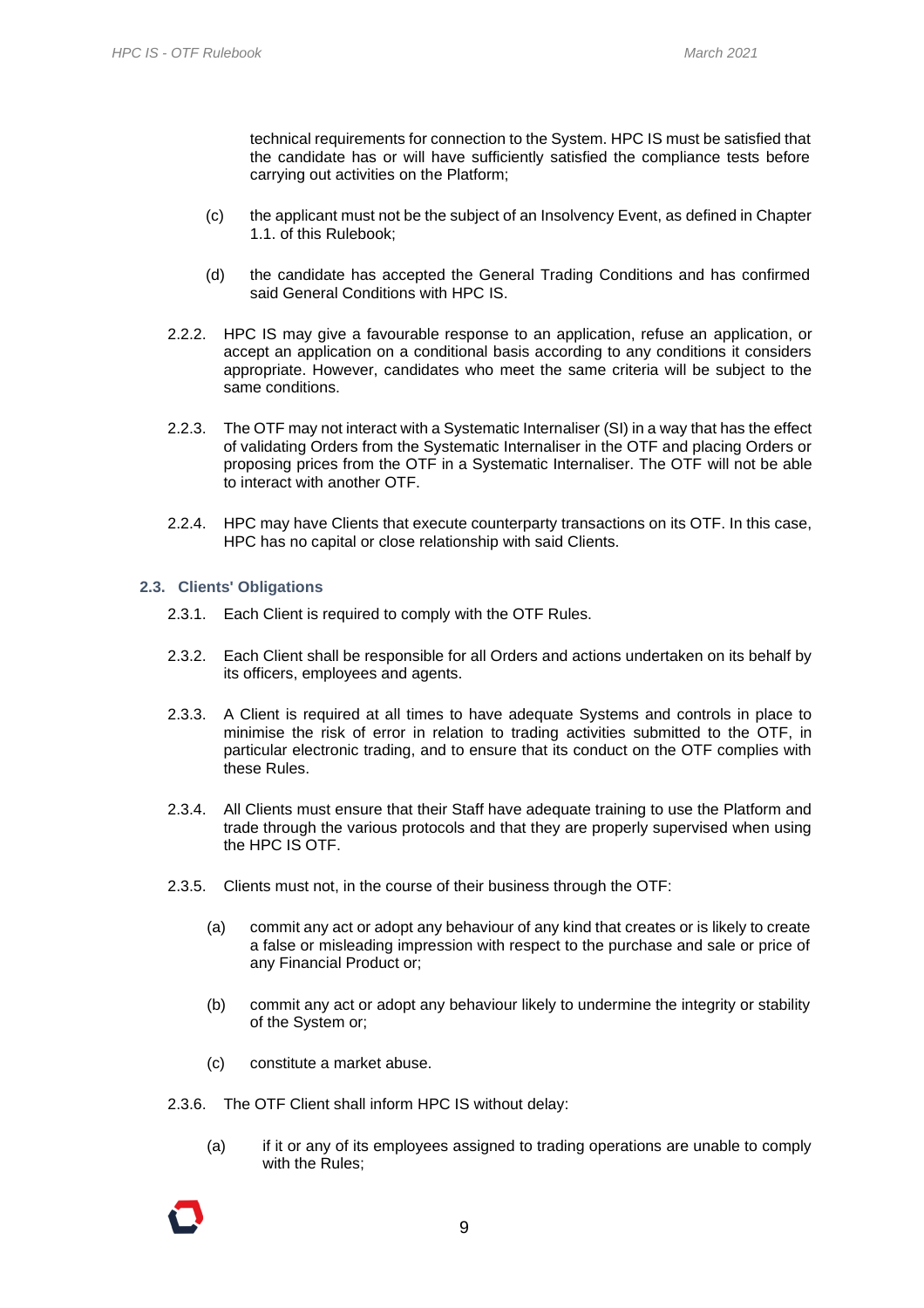technical requirements for connection to the System. HPC IS must be satisfied that the candidate has or will have sufficiently satisfied the compliance tests before carrying out activities on the Platform;

(c) the applicant must not be the subject of an Insolvency Event, as defined in Chapter 1.1. of this Rulebook;

(d) the candidate has accepted the General Trading Conditions and has confirmed said General Conditions with HPC IS.

2.2.2. HPC IS may give a favourable response to an application, refuse an application, or accept an application on a conditional basis according to any conditions it considers appropriate. However, candidates who meet the same criteria will be subject to the same conditions.

2.2.3. The OTF may not interact with a Systematic Internaliser (SI) in a way that has the effect of validating Orders from the Systematic Internaliser in the OTF and placing Orders or proposing prices from the OTF in a Systematic Internaliser. The OTF will not be able to interact with another OTF.

2.2.4. HPC may have Clients that execute counterparty transactions on its OTF. In this case, HPC has no capital or close relationship with said Clients.

### 2.3. Clients' Obligations

2.3.1. Each Client is required to comply with the OTF Rules.

2.3.2. Each Client shall be responsible for all Orders and actions undertaken on its behalf by its officers, employees and agents.

2.3.3. A Client is required at all times to have adequate Systems and controls in place to minimise the risk of error in relation to trading activities submitted to the OTF, in particular electronic trading, and to ensure that its conduct on the OTF complies with these Rules.

2.3.4. All Clients must ensure that their Staff have adequate training to use the Platform and trade through the various protocols and that they are properly supervised when using the HPC IS OTF.

2.3.5. Clients must not, in the course of their business through the OTF:

(a) commit any act or adopt any behaviour of any kind that creates or is likely to create a false or misleading impression with respect to the purchase and sale or price of any Financial Product or;

(b) commit any act or adopt any behaviour likely to undermine the integrity or stability of the System or;

(c) constitute a market abuse.

2.3.6. The OTF Client shall inform HPC IS without delay:

(a) if it or any of its employees assigned to trading operations are unable to comply with the Rules;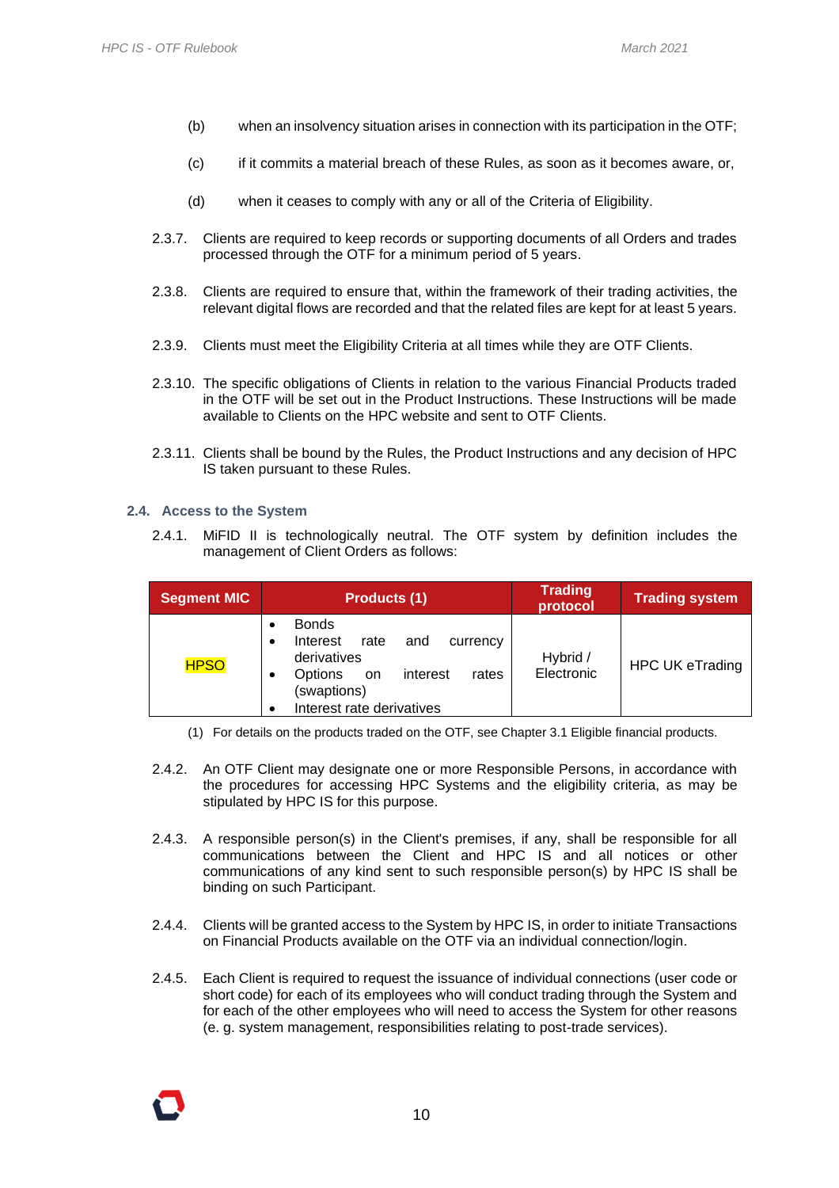(b) when an insolvency situation arises in connection with its participation in the OTF;

(c) if it commits a material breach of these Rules, as soon as it becomes aware, or,

(d) when it ceases to comply with any or all of the Criteria of Eligibility.

2.3.7. Clients are required to keep records or supporting documents of all Orders and trades processed through the OTF for a minimum period of 5 years.

2.3.8. Clients are required to ensure that, within the framework of their trading activities, the relevant digital flows are recorded and that the related files are kept for at least 5 years.

2.3.9. Clients must meet the Eligibility Criteria at all times while they are OTF Clients.

2.3.10. The specific obligations of Clients in relation to the various Financial Products traded in the OTF will be set out in the Product Instructions. These Instructions will be made available to Clients on the HPC website and sent to OTF Clients.

2.3.11. Clients shall be bound by the Rules, the Product Instructions and any decision of HPC IS taken pursuant to these Rules.

### 2.4. Access to the System

2.4.1. MiFID II is technologically neutral. The OTF system by definition includes the management of Client Orders as follows:

| Segment MIC | Products (1) | Trading protocol | Trading system |
|---|---|---|---|
| HPSO | • Bonds<br>• Interest rate and currency derivatives<br>• Options on interest rates (swaptions)<br>• Interest rate derivatives | Hybrid / Electronic | HPC UK eTrading |

(1) For details on the products traded on the OTF, see Chapter 3.1 Eligible financial products.

2.4.2. An OTF Client may designate one or more Responsible Persons, in accordance with the procedures for accessing HPC Systems and the eligibility criteria, as may be stipulated by HPC IS for this purpose.

2.4.3. A responsible person(s) in the Client's premises, if any, shall be responsible for all communications between the Client and HPC IS and all notices or other communications of any kind sent to such responsible person(s) by HPC IS shall be binding on such Participant.

2.4.4. Clients will be granted access to the System by HPC IS, in order to initiate Transactions on Financial Products available on the OTF via an individual connection/login.

2.4.5. Each Client is required to request the issuance of individual connections (user code or short code) for each of its employees who will conduct trading through the System and for each of the other employees who will need to access the System for other reasons (e. g. system management, responsibilities relating to post-trade services).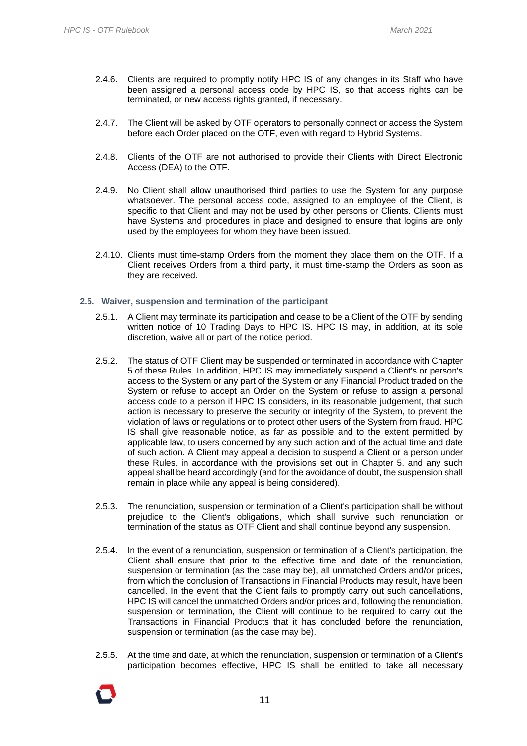2.4.6. Clients are required to promptly notify HPC IS of any changes in its Staff who have been assigned a personal access code by HPC IS, so that access rights can be terminated, or new access rights granted, if necessary.

2.4.7. The Client will be asked by OTF operators to personally connect or access the System before each Order placed on the OTF, even with regard to Hybrid Systems.

2.4.8. Clients of the OTF are not authorised to provide their Clients with Direct Electronic Access (DEA) to the OTF.

2.4.9. No Client shall allow unauthorised third parties to use the System for any purpose whatsoever. The personal access code, assigned to an employee of the Client, is specific to that Client and may not be used by other persons or Clients. Clients must have Systems and procedures in place and designed to ensure that logins are only used by the employees for whom they have been issued.

2.4.10. Clients must time-stamp Orders from the moment they place them on the OTF. If a Client receives Orders from a third party, it must time-stamp the Orders as soon as they are received.

### 2.5. Waiver, suspension and termination of the participant

2.5.1. A Client may terminate its participation and cease to be a Client of the OTF by sending written notice of 10 Trading Days to HPC IS. HPC IS may, in addition, at its sole discretion, waive all or part of the notice period.

2.5.2. The status of OTF Client may be suspended or terminated in accordance with Chapter 5 of these Rules. In addition, HPC IS may immediately suspend a Client's or person's access to the System or any part of the System or any Financial Product traded on the System or refuse to accept an Order on the System or refuse to assign a personal access code to a person if HPC IS considers, in its reasonable judgement, that such action is necessary to preserve the security or integrity of the System, to prevent the violation of laws or regulations or to protect other users of the System from fraud. HPC IS shall give reasonable notice, as far as possible and to the extent permitted by applicable law, to users concerned by any such action and of the actual time and date of such action. A Client may appeal a decision to suspend a Client or a person under these Rules, in accordance with the provisions set out in Chapter 5, and any such appeal shall be heard accordingly (and for the avoidance of doubt, the suspension shall remain in place while any appeal is being considered).

2.5.3. The renunciation, suspension or termination of a Client's participation shall be without prejudice to the Client's obligations, which shall survive such renunciation or termination of the status as OTF Client and shall continue beyond any suspension.

2.5.4. In the event of a renunciation, suspension or termination of a Client's participation, the Client shall ensure that prior to the effective time and date of the renunciation, suspension or termination (as the case may be), all unmatched Orders and/or prices, from which the conclusion of Transactions in Financial Products may result, have been cancelled. In the event that the Client fails to promptly carry out such cancellations, HPC IS will cancel the unmatched Orders and/or prices and, following the renunciation, suspension or termination, the Client will continue to be required to carry out the Transactions in Financial Products that it has concluded before the renunciation, suspension or termination (as the case may be).

2.5.5. At the time and date, at which the renunciation, suspension or termination of a Client's participation becomes effective, HPC IS shall be entitled to take all necessary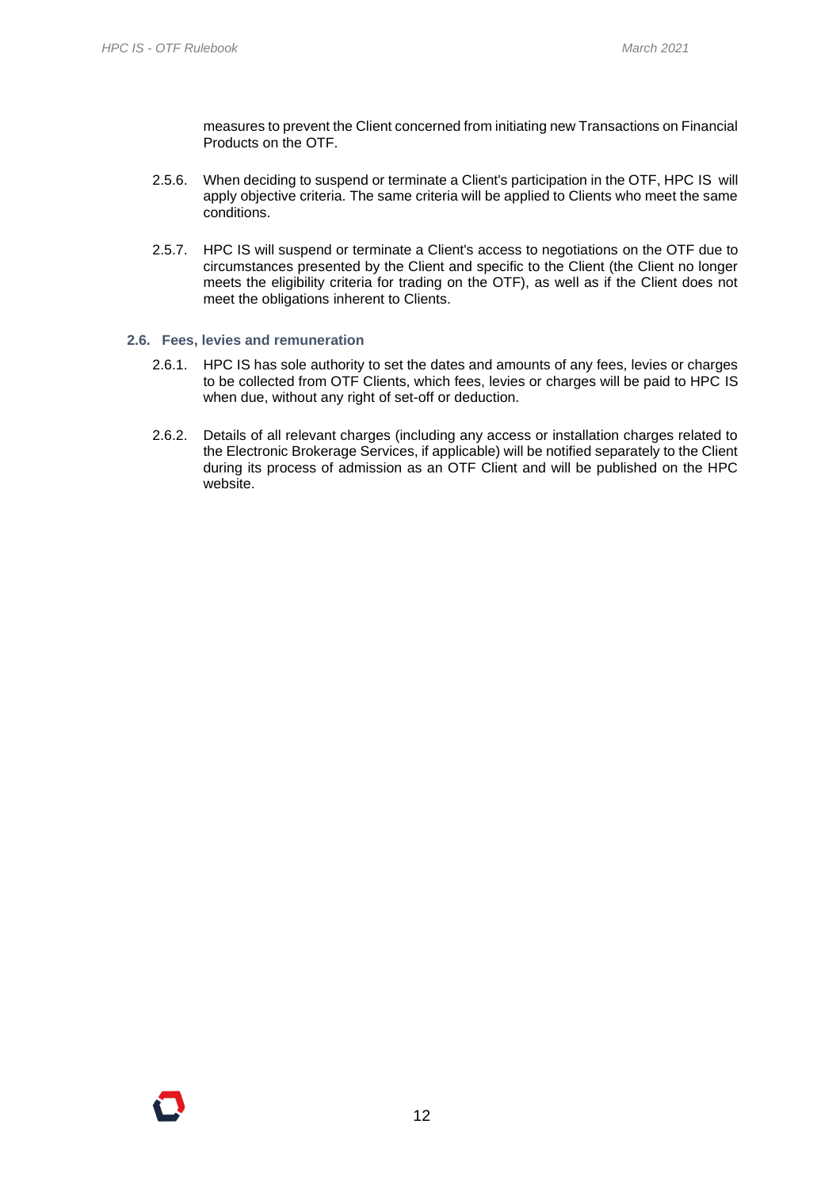measures to prevent the Client concerned from initiating new Transactions on Financial Products on the OTF.

2.5.6. When deciding to suspend or terminate a Client's participation in the OTF, HPC IS will apply objective criteria. The same criteria will be applied to Clients who meet the same conditions.

2.5.7. HPC IS will suspend or terminate a Client's access to negotiations on the OTF due to circumstances presented by the Client and specific to the Client (the Client no longer meets the eligibility criteria for trading on the OTF), as well as if the Client does not meet the obligations inherent to Clients.

### 2.6. Fees, levies and remuneration

2.6.1. HPC IS has sole authority to set the dates and amounts of any fees, levies or charges to be collected from OTF Clients, which fees, levies or charges will be paid to HPC IS when due, without any right of set-off or deduction.

2.6.2. Details of all relevant charges (including any access or installation charges related to the Electronic Brokerage Services, if applicable) will be notified separately to the Client during its process of admission as an OTF Client and will be published on the HPC website.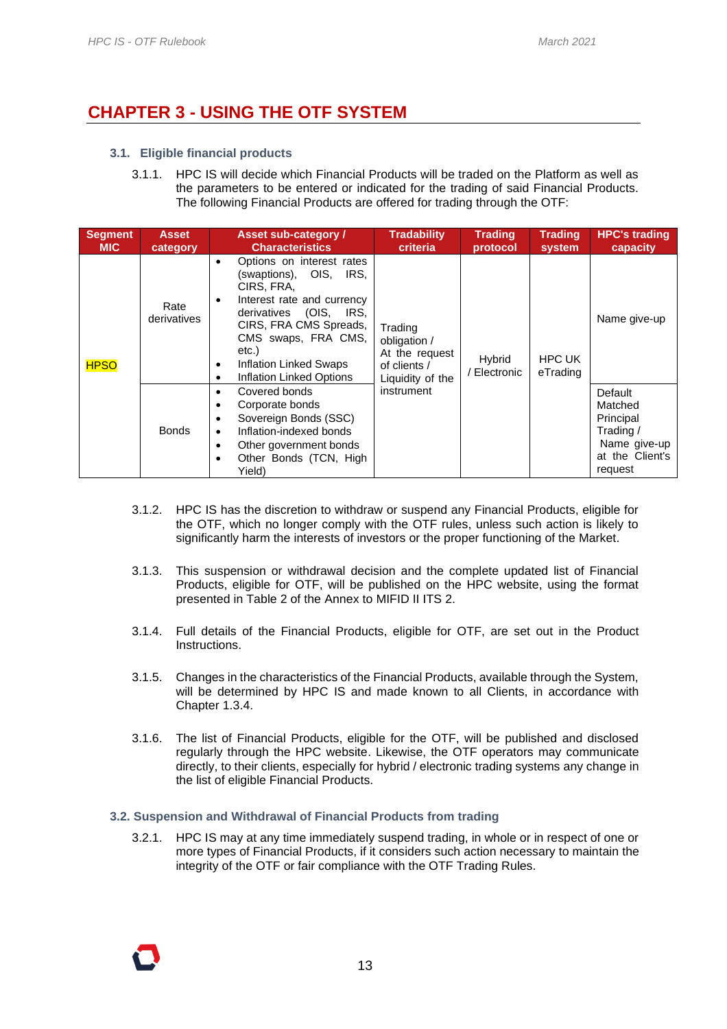# CHAPTER 3 - USING THE OTF SYSTEM

### 3.1. Eligible financial products

3.1.1. HPC IS will decide which Financial Products will be traded on the Platform as well as the parameters to be entered or indicated for the trading of said Financial Products. The following Financial Products are offered for trading through the OTF:

| Segment MIC | Asset category | Asset sub-category / Characteristics | Tradability criteria | Trading protocol | Trading system | HPC's trading capacity |
|---|---|---|---|---|---|---|
| HPSO | Rate derivatives | • Options on interest rates (swaptions), OIS, IRS, CIRS, FRA,<br>• Interest rate and currency derivatives (OIS, IRS, CIRS, FRA CMS Spreads, CMS swaps, FRA CMS, etc.)<br>• Inflation Linked Swaps<br>• Inflation Linked Options | Trading obligation / At the request of clients / Liquidity of the instrument | Hybrid / Electronic | HPC UK eTrading | Name give-up |
| | Bonds | • Covered bonds<br>• Corporate bonds<br>• Sovereign Bonds (SSC)<br>• Inflation-indexed bonds<br>• Other government bonds<br>• Other Bonds (TCN, High Yield) | | | | Default Matched Principal Trading / Name give-up at the Client's request |

3.1.2. HPC IS has the discretion to withdraw or suspend any Financial Products, eligible for the OTF, which no longer comply with the OTF rules, unless such action is likely to significantly harm the interests of investors or the proper functioning of the Market.

3.1.3. This suspension or withdrawal decision and the complete updated list of Financial Products, eligible for OTF, will be published on the HPC website, using the format presented in Table 2 of the Annex to MIFID II ITS 2.

3.1.4. Full details of the Financial Products, eligible for OTF, are set out in the Product Instructions.

3.1.5. Changes in the characteristics of the Financial Products, available through the System, will be determined by HPC IS and made known to all Clients, in accordance with Chapter 1.3.4.

3.1.6. The list of Financial Products, eligible for the OTF, will be published and disclosed regularly through the HPC website. Likewise, the OTF operators may communicate directly, to their clients, especially for hybrid / electronic trading systems any change in the list of eligible Financial Products.

### 3.2. Suspension and Withdrawal of Financial Products from trading

3.2.1. HPC IS may at any time immediately suspend trading, in whole or in respect of one or more types of Financial Products, if it considers such action necessary to maintain the integrity of the OTF or fair compliance with the OTF Trading Rules.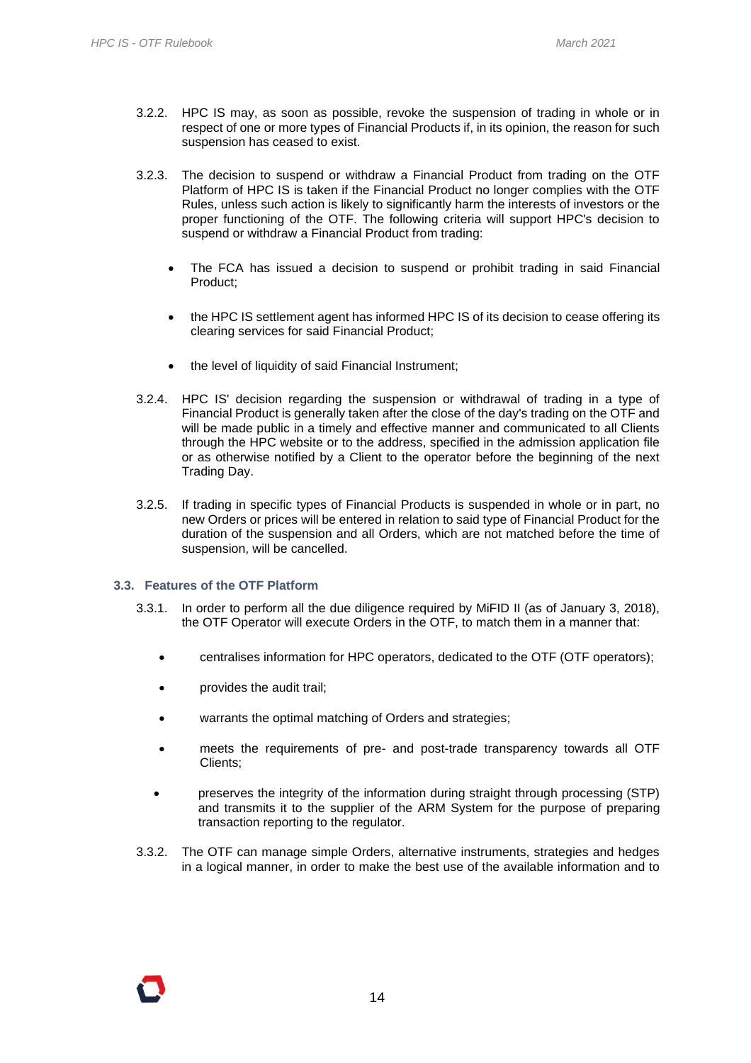3.2.2. HPC IS may, as soon as possible, revoke the suspension of trading in whole or in respect of one or more types of Financial Products if, in its opinion, the reason for such suspension has ceased to exist.

3.2.3. The decision to suspend or withdraw a Financial Product from trading on the OTF Platform of HPC IS is taken if the Financial Product no longer complies with the OTF Rules, unless such action is likely to significantly harm the interests of investors or the proper functioning of the OTF. The following criteria will support HPC's decision to suspend or withdraw a Financial Product from trading:

- The FCA has issued a decision to suspend or prohibit trading in said Financial Product;
- the HPC IS settlement agent has informed HPC IS of its decision to cease offering its clearing services for said Financial Product;
- the level of liquidity of said Financial Instrument;

3.2.4. HPC IS' decision regarding the suspension or withdrawal of trading in a type of Financial Product is generally taken after the close of the day's trading on the OTF and will be made public in a timely and effective manner and communicated to all Clients through the HPC website or to the address, specified in the admission application file or as otherwise notified by a Client to the operator before the beginning of the next Trading Day.

3.2.5. If trading in specific types of Financial Products is suspended in whole or in part, no new Orders or prices will be entered in relation to said type of Financial Product for the duration of the suspension and all Orders, which are not matched before the time of suspension, will be cancelled.

### 3.3. Features of the OTF Platform

3.3.1. In order to perform all the due diligence required by MiFID II (as of January 3, 2018), the OTF Operator will execute Orders in the OTF, to match them in a manner that:

- centralises information for HPC operators, dedicated to the OTF (OTF operators);
- provides the audit trail;
- warrants the optimal matching of Orders and strategies;
- meets the requirements of pre- and post-trade transparency towards all OTF Clients;
- preserves the integrity of the information during straight through processing (STP) and transmits it to the supplier of the ARM System for the purpose of preparing transaction reporting to the regulator.

3.3.2. The OTF can manage simple Orders, alternative instruments, strategies and hedges in a logical manner, in order to make the best use of the available information and to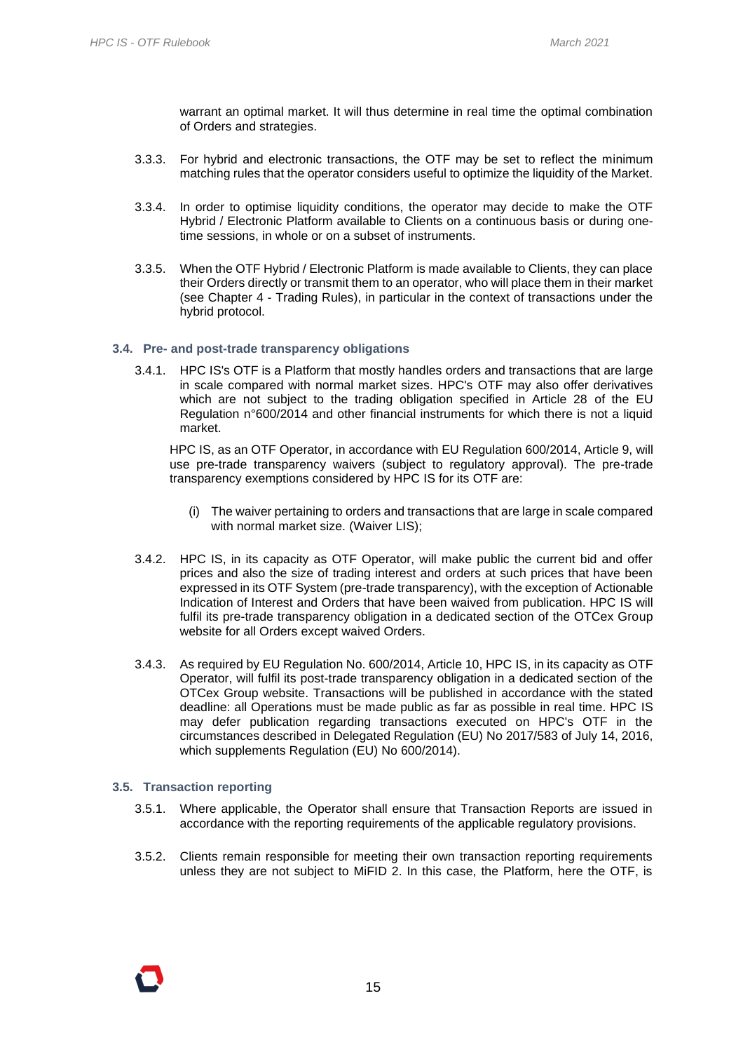warrant an optimal market. It will thus determine in real time the optimal combination of Orders and strategies.

3.3.3. For hybrid and electronic transactions, the OTF may be set to reflect the minimum matching rules that the operator considers useful to optimize the liquidity of the Market.

3.3.4. In order to optimise liquidity conditions, the operator may decide to make the OTF Hybrid / Electronic Platform available to Clients on a continuous basis or during one-time sessions, in whole or on a subset of instruments.

3.3.5. When the OTF Hybrid / Electronic Platform is made available to Clients, they can place their Orders directly or transmit them to an operator, who will place them in their market (see Chapter 4 - Trading Rules), in particular in the context of transactions under the hybrid protocol.

### 3.4. Pre- and post-trade transparency obligations

3.4.1. HPC IS's OTF is a Platform that mostly handles orders and transactions that are large in scale compared with normal market sizes. HPC's OTF may also offer derivatives which are not subject to the trading obligation specified in Article 28 of the EU Regulation n°600/2014 and other financial instruments for which there is not a liquid market.

HPC IS, as an OTF Operator, in accordance with EU Regulation 600/2014, Article 9, will use pre-trade transparency waivers (subject to regulatory approval). The pre-trade transparency exemptions considered by HPC IS for its OTF are:

(i) The waiver pertaining to orders and transactions that are large in scale compared with normal market size. (Waiver LIS);

3.4.2. HPC IS, in its capacity as OTF Operator, will make public the current bid and offer prices and also the size of trading interest and orders at such prices that have been expressed in its OTF System (pre-trade transparency), with the exception of Actionable Indication of Interest and Orders that have been waived from publication. HPC IS will fulfil its pre-trade transparency obligation in a dedicated section of the OTCex Group website for all Orders except waived Orders.

3.4.3. As required by EU Regulation No. 600/2014, Article 10, HPC IS, in its capacity as OTF Operator, will fulfil its post-trade transparency obligation in a dedicated section of the OTCex Group website. Transactions will be published in accordance with the stated deadline: all Operations must be made public as far as possible in real time. HPC IS may defer publication regarding transactions executed on HPC's OTF in the circumstances described in Delegated Regulation (EU) No 2017/583 of July 14, 2016, which supplements Regulation (EU) No 600/2014).

### 3.5. Transaction reporting

3.5.1. Where applicable, the Operator shall ensure that Transaction Reports are issued in accordance with the reporting requirements of the applicable regulatory provisions.

3.5.2. Clients remain responsible for meeting their own transaction reporting requirements unless they are not subject to MiFID 2. In this case, the Platform, here the OTF, is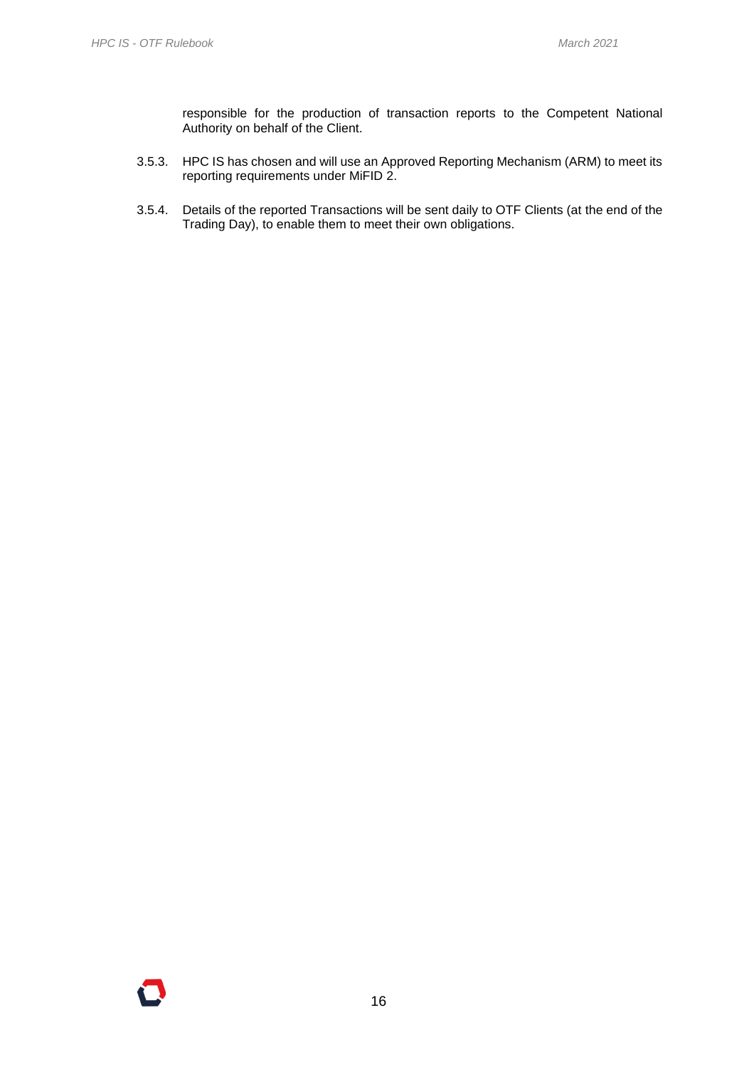responsible for the production of transaction reports to the Competent National Authority on behalf of the Client.

3.5.3. HPC IS has chosen and will use an Approved Reporting Mechanism (ARM) to meet its reporting requirements under MiFID 2.

3.5.4. Details of the reported Transactions will be sent daily to OTF Clients (at the end of the Trading Day), to enable them to meet their own obligations.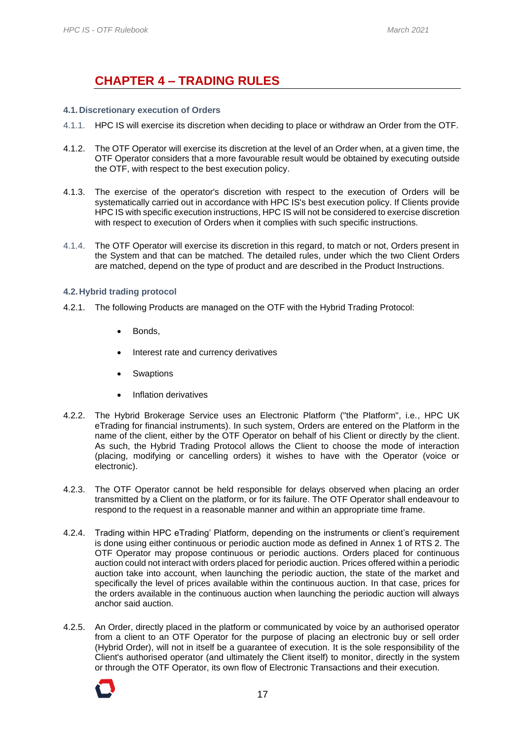# CHAPTER 4 – TRADING RULES

### 4.1. Discretionary execution of Orders

4.1.1. HPC IS will exercise its discretion when deciding to place or withdraw an Order from the OTF.

4.1.2. The OTF Operator will exercise its discretion at the level of an Order when, at a given time, the OTF Operator considers that a more favourable result would be obtained by executing outside the OTF, with respect to the best execution policy.

4.1.3. The exercise of the operator's discretion with respect to the execution of Orders will be systematically carried out in accordance with HPC IS's best execution policy. If Clients provide HPC IS with specific execution instructions, HPC IS will not be considered to exercise discretion with respect to execution of Orders when it complies with such specific instructions.

4.1.4. The OTF Operator will exercise its discretion in this regard, to match or not, Orders present in the System and that can be matched. The detailed rules, under which the two Client Orders are matched, depend on the type of product and are described in the Product Instructions.

### 4.2. Hybrid trading protocol

4.2.1. The following Products are managed on the OTF with the Hybrid Trading Protocol:

- Bonds,
- Interest rate and currency derivatives
- Swaptions
- Inflation derivatives

4.2.2. The Hybrid Brokerage Service uses an Electronic Platform ("the Platform", i.e., HPC UK eTrading for financial instruments). In such system, Orders are entered on the Platform in the name of the client, either by the OTF Operator on behalf of his Client or directly by the client. As such, the Hybrid Protocol allows the Client to choose the mode of interaction (placing, modifying or cancelling orders) it wishes to have with the Operator (voice or electronic).

4.2.3. The OTF Operator cannot be held responsible for delays observed when placing an order transmitted by a Client on the platform, or for its failure. The OTF Operator shall endeavour to respond to the request in a reasonable manner and within an appropriate time frame.

4.2.4. Trading within HPC eTrading' Platform, depending on the instruments or client's requirement is done using either continuous or periodic auction mode as defined in Annex 1 of RTS 2. The OTF Operator may propose continuous or periodic auctions. Orders placed for continuous auction could not interact with orders placed for periodic auction. Prices offered within a periodic auction take into account, when launching the periodic auction, the state of the market and specifically the level of prices available within the continuous auction. In that case, prices for the orders available in the continuous auction when launching the periodic auction will always anchor said auction.

4.2.5. An Order, directly placed in the platform or communicated by voice by an authorised operator from a client to an OTF Operator for the purpose of placing an electronic buy or sell order (Hybrid Order), will not in itself be a guarantee of execution. It is the sole responsibility of the Client's authorised operator (and ultimately the Client itself) to monitor, directly in the system or through the OTF Operator, its own flow of Electronic Transactions and their execution.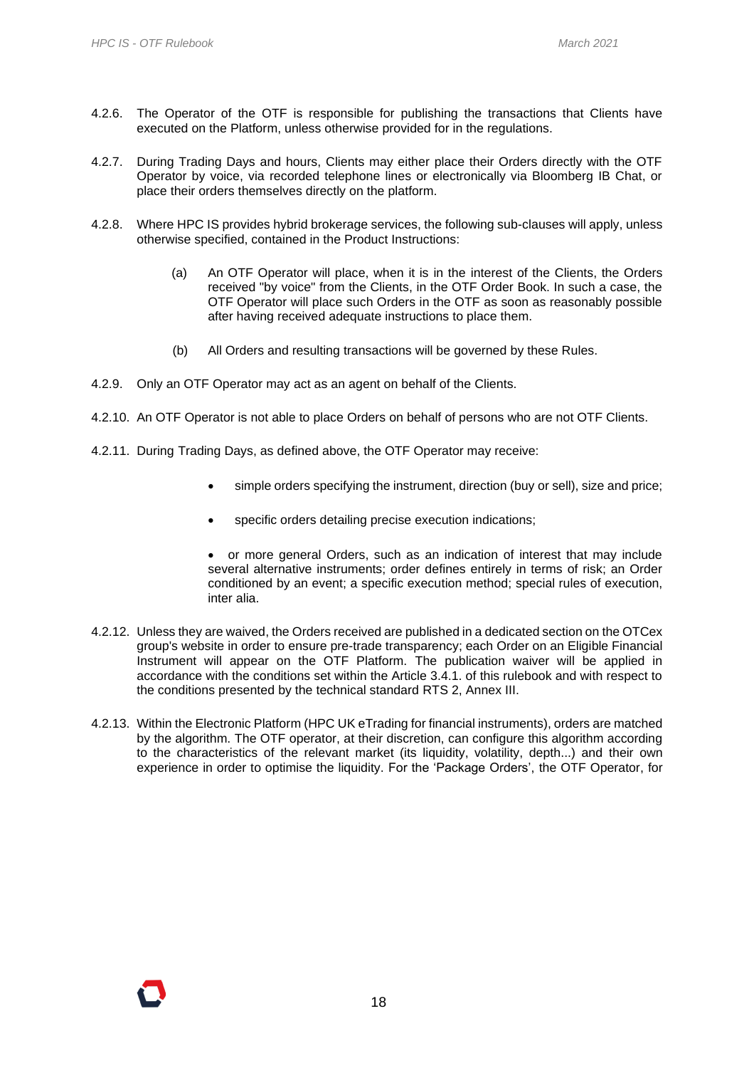4.2.6. The Operator of the OTF is responsible for publishing the transactions that Clients have executed on the Platform, unless otherwise provided for in the regulations.

4.2.7. During Trading Days and hours, Clients may either place their Orders directly with the OTF Operator by voice, via recorded telephone lines or electronically via Bloomberg IB Chat, or place their orders themselves directly on the platform.

4.2.8. Where HPC IS provides hybrid brokerage services, the following sub-clauses will apply, unless otherwise specified, contained in the Product Instructions:

(a) An OTF Operator will place, when it is in the interest of the Clients, the Orders received "by voice" from the Clients, in the OTF Order Book. In such a case, the OTF Operator will place such Orders in the OTF as soon as reasonably possible after having received adequate instructions to place them.

(b) All Orders and resulting transactions will be governed by these Rules.

4.2.9. Only an OTF Operator may act as an agent on behalf of the Clients.

4.2.10. An OTF Operator is not able to place Orders on behalf of persons who are not OTF Clients.

4.2.11. During Trading Days, as defined above, the OTF Operator may receive:

- simple orders specifying the instrument, direction (buy or sell), size and price;
- specific orders detailing precise execution indications;
- or more general Orders, such as an indication of interest that may include several alternative instruments; order defines entirely in terms of risk; an Order conditioned by an event; a specific execution method; special rules of execution, inter alia.

4.2.12. Unless they are waived, the Orders received are published in a dedicated section on the OTCex group's website in order to ensure pre-trade transparency; each Order on an Eligible Financial Instrument will appear on the OTF Platform. The publication waiver will be applied in accordance with the conditions set within the Article 3.4.1. of this rulebook and with respect to the conditions presented by the technical standard RTS 2, Annex III.

4.2.13. Within the Electronic Platform (HPC UK eTrading for financial instruments), orders are matched by the algorithm. The OTF operator, at their discretion, can configure this algorithm according to the characteristics of the relevant market (its liquidity, volatility, depth...) and their own experience in order to optimise the liquidity. For the 'Package Orders', the OTF Operator, for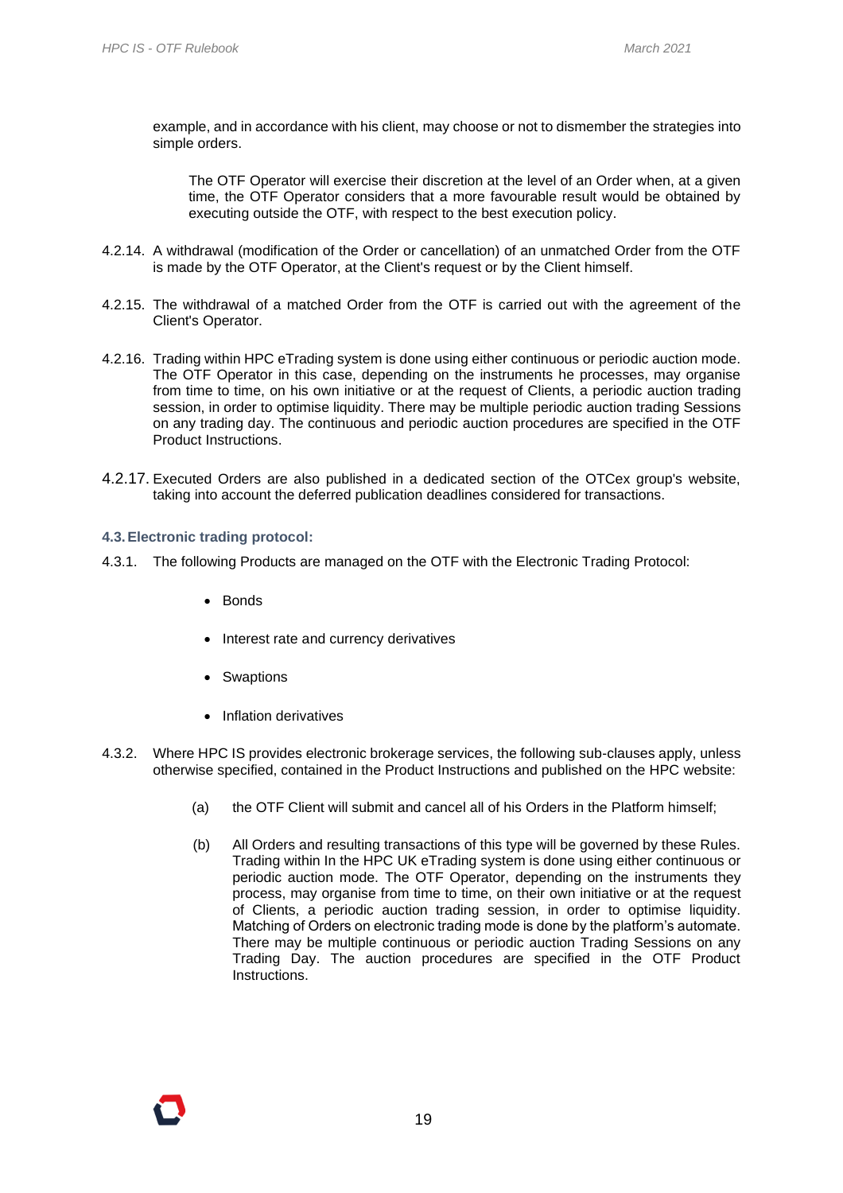example, and in accordance with his client, may choose or not to dismember the strategies into simple orders.

The OTF Operator will exercise their discretion at the level of an Order when, at a given time, the OTF Operator considers that a more favourable result would be obtained by executing outside the OTF, with respect to the best execution policy.

4.2.14. A withdrawal (modification of the Order or cancellation) of an unmatched Order from the OTF is made by the OTF Operator, at the Client's request or by the Client himself.

4.2.15. The withdrawal of a matched Order from the OTF is carried out with the agreement of the Client's Operator.

4.2.16. Trading within HPC eTrading system is done using either continuous or periodic auction mode. The OTF Operator in this case, depending on the instruments he processes, may organise from time to time, on his own initiative or at the request of Clients, a periodic auction trading session, in order to optimise liquidity. There may be multiple periodic auction trading Sessions on any trading day. The continuous and periodic auction procedures are specified in the OTF Product Instructions.

4.2.17. Executed Orders are also published in a dedicated section of the OTCex group's website, taking into account the deferred publication deadlines considered for transactions.

### 4.3. Electronic trading protocol:

4.3.1. The following Products are managed on the OTF with the Electronic Trading Protocol:

- Bonds
- Interest rate and currency derivatives
- Swaptions
- Inflation derivatives

4.3.2. Where HPC IS provides electronic brokerage services, the following sub-clauses apply, unless otherwise specified, contained in the Product Instructions and published on the HPC website:

(a) the OTF Client will submit and cancel all of his Orders in the Platform himself;

(b) All Orders and resulting transactions of this type will be governed by these Rules. Trading within In the HPC UK eTrading system is done using either continuous or periodic auction mode. The OTF Operator, depending on the instruments they process, may organise from time to time, on their own initiative or at the request of Clients, a periodic auction trading session, in order to optimise liquidity. Matching of Orders on electronic trading mode is done by the platform's automate. There may be multiple continuous or periodic auction Trading Sessions on any Trading Day. The auction procedures are specified in the OTF Product Instructions.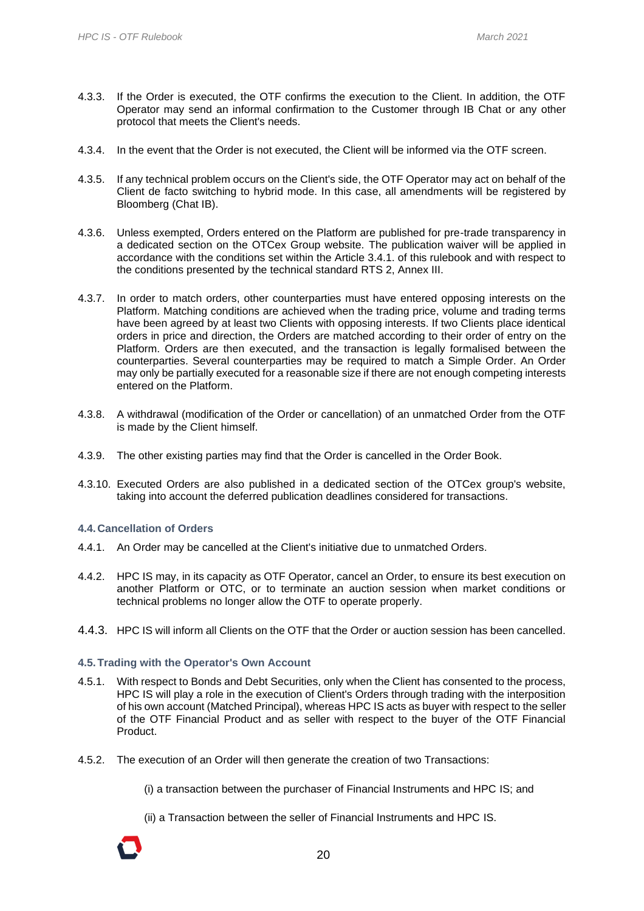4.3.3. If the Order is executed, the OTF confirms the execution to the Client. In addition, the OTF Operator may send an informal confirmation to the Customer through IB Chat or any other protocol that meets the Client's needs.

4.3.4. In the event that the Order is not executed, the Client will be informed via the OTF screen.

4.3.5. If any technical problem occurs on the Client's side, the OTF Operator may act on behalf of the Client de facto switching to hybrid mode. In this case, all amendments will be registered by Bloomberg (Chat IB).

4.3.6. Unless exempted, Orders entered on the Platform are published for pre-trade transparency in a dedicated section on the OTCex Group website. The publication waiver will be applied in accordance with the conditions set within the Article 3.4.1. of this rulebook and with respect to the conditions presented by the technical standard RTS 2, Annex III.

4.3.7. In order to match orders, other counterparties must have entered opposing interests on the Platform. Matching conditions are achieved when the trading price, volume and trading terms have been agreed by at least two Clients with opposing interests. If two Clients place identical orders in price and direction, the Orders are matched according to their order of entry on the Platform. Orders are then executed, and the transaction is legally formalised between the counterparties. Several counterparties may be required to match a Simple Order. An Order may only be partially executed for a reasonable size if there are not enough competing interests entered on the Platform.

4.3.8. A withdrawal (modification of the Order or cancellation) of an unmatched Order from the OTF is made by the Client himself.

4.3.9. The other existing parties may find that the Order is cancelled in the Order Book.

4.3.10. Executed Orders are also published in a dedicated section of the OTCex group's website, taking into account the deferred publication deadlines considered for transactions.

### 4.4. Cancellation of Orders

4.4.1. An Order may be cancelled at the Client's initiative due to unmatched Orders.

4.4.2. HPC IS may, in its capacity as OTF Operator, cancel an Order, to ensure its best execution on another Platform or OTC, or to terminate an auction session when market conditions or technical problems no longer allow the OTF to operate properly.

4.4.3. HPC IS will inform all Clients on the OTF that the Order or auction session has been cancelled.

### 4.5. Trading with the Operator's Own Account

4.5.1. With respect to Bonds and Debt Securities, only when the Client has consented to the process, HPC IS will play a role in the execution of Client's Orders through trading with the interposition of his own account (Matched Principal), whereas HPC IS acts as buyer with respect to the seller of the OTF Financial Product and as seller with respect to the buyer of the OTF Financial Product.

4.5.2. The execution of an Order will then generate the creation of two Transactions:

(i) a transaction between the purchaser of Financial Instruments and HPC IS; and

(ii) a Transaction between the seller of Financial Instruments and HPC IS.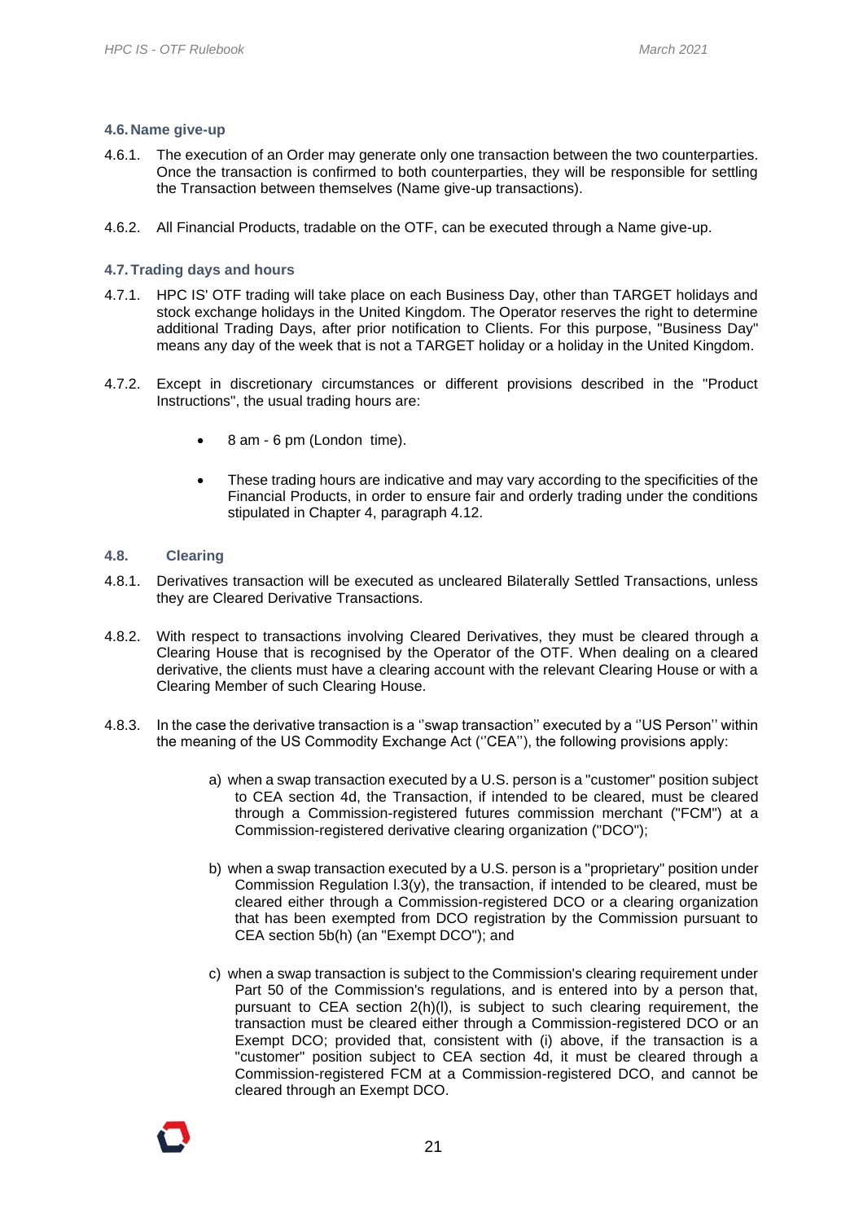### 4.6. Name give-up

4.6.1. The execution of an Order may generate only one transaction between the two counterparties. Once the transaction is confirmed to both counterparties, they will be responsible for settling the Transaction between themselves (Name give-up transactions).

4.6.2. All Financial Products, tradable on the OTF, can be executed through a Name give-up.

### 4.7. Trading days and hours

4.7.1. HPC IS' OTF trading will take place on each Business Day, other than TARGET holidays and stock exchange holidays in the United Kingdom. The Operator reserves the right to determine additional Trading Days, after prior notification to Clients. For this purpose, "Business Day" means any day of the week that is not a TARGET holiday or a holiday in the United Kingdom.

4.7.2. Except in discretionary circumstances or different provisions described in the "Product Instructions", the usual trading hours are:

- 8 am - 6 pm (London time).
- These trading hours are indicative and may vary according to the specificities of the Financial Products, in order to ensure fair and orderly trading under the conditions stipulated in Chapter 4, paragraph 4.12.

### 4.8. Clearing

4.8.1. Derivatives transaction will be executed as uncleared Bilaterally Settled Transactions, unless they are Cleared Derivative Transactions.

4.8.2. With respect to transactions involving Cleared Derivatives, they must be cleared through a Clearing House that is recognised by the Operator of the OTF. When dealing on a cleared derivative, the clients must have a clearing account with the relevant Clearing House or with a Clearing Member of such Clearing House.

4.8.3. In the case the derivative transaction is a ''swap transaction'' executed by a ''US Person'' within the meaning of the US Commodity Exchange Act (''CEA''), the following provisions apply:

a) when a swap transaction executed by a U.S. person is a "customer" position subject to CEA section 4d, the Transaction, if intended to be cleared, must be cleared through a Commission-registered futures commission merchant ("FCM") at a Commission-registered derivative clearing organization ("DCO");

b) when a swap transaction executed by a U.S. person is a "proprietary" position under Commission Regulation l.3(y), the transaction, if intended to be cleared, must be cleared either through a Commission-registered DCO or a clearing organization that has been exempted from DCO registration by the Commission pursuant to CEA section 5b(h) (an "Exempt DCO"); and

c) when a swap transaction is subject to the Commission's clearing requirement under Part 50 of the Commission's regulations, and is entered into by a person that, pursuant to CEA section 2(h)(l), is subject to such clearing requirement, the transaction must be cleared either through a Commission-registered DCO or an Exempt DCO; provided that, consistent with (i) above, if the transaction is a "customer" position subject to CEA section 4d, it must be cleared through a Commission-registered FCM at a Commission-registered DCO, and cannot be cleared through an Exempt DCO.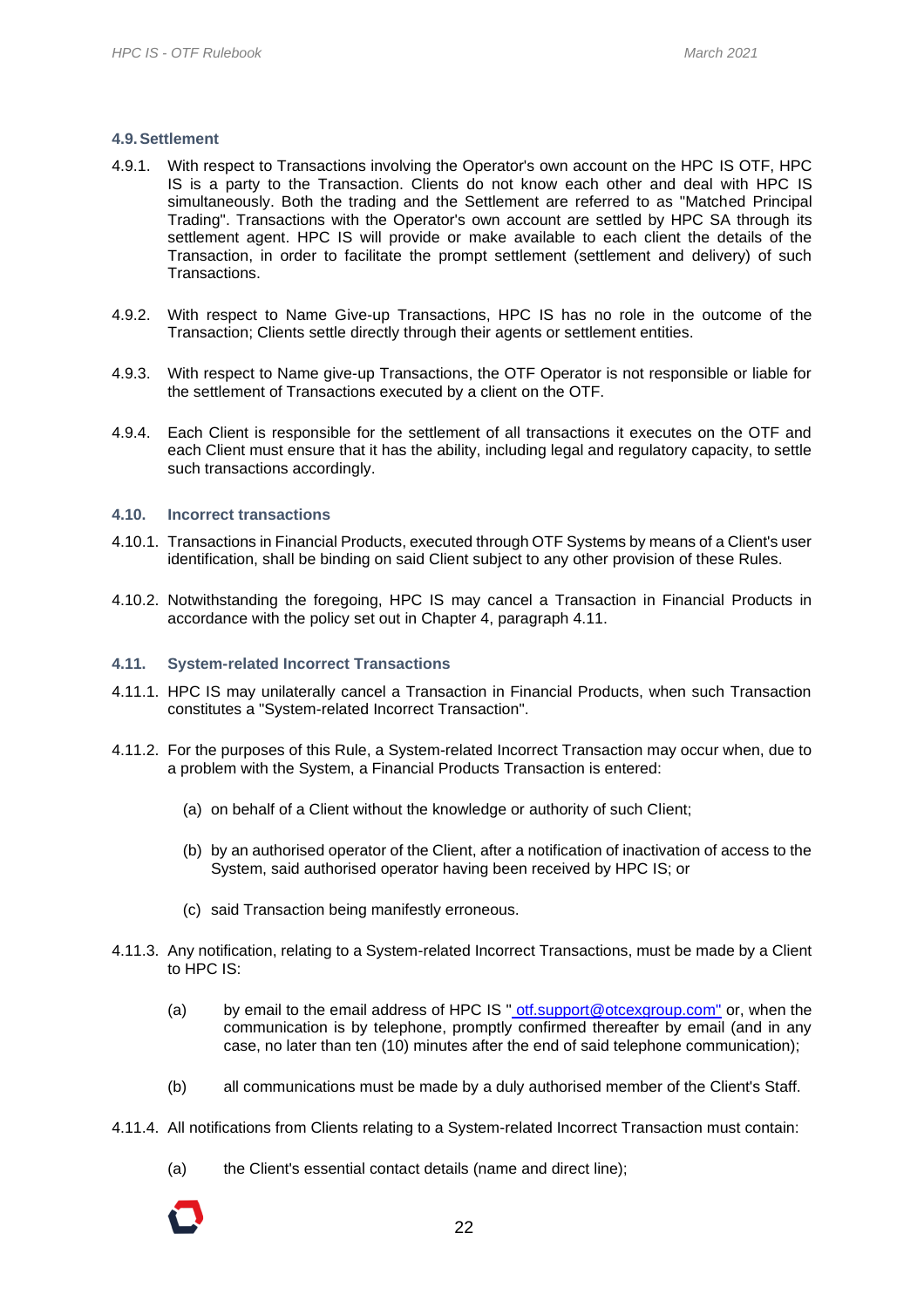### 4.9. Settlement

4.9.1. With respect to Transactions involving the Operator's own account on the HPC IS OTF, HPC IS is a party to the Transaction. Clients do not know each other and deal with HPC IS simultaneously. Both the trading and the Settlement are referred to as "Matched Principal Trading". Transactions with the Operator's own account are settled by HPC SA through its settlement agent. HPC IS will provide or make available to each client the details of the Transaction, in order to facilitate the prompt settlement (settlement and delivery) of such Transactions.

4.9.2. With respect to Name Give-up Transactions, HPC IS has no role in the outcome of the Transaction; Clients settle directly through their agents or settlement entities.

4.9.3. With respect to Name give-up Transactions, the OTF Operator is not responsible or liable for the settlement of Transactions executed by a client on the OTF.

4.9.4. Each Client is responsible for the settlement of all transactions it executes on the OTF and each Client must ensure that it has the ability, including legal and regulatory capacity, to settle such transactions accordingly.

### 4.10. Incorrect transactions

4.10.1. Transactions in Financial Products, executed through OTF Systems by means of a Client's user identification, shall be binding on said Client subject to any other provision of these Rules.

4.10.2. Notwithstanding the foregoing, HPC IS may cancel a Transaction in Financial Products in accordance with the policy set out in Chapter 4, paragraph 4.11.

### 4.11. System-related Incorrect Transactions

4.11.1. HPC IS may unilaterally cancel a Transaction in Financial Products, when such Transaction constitutes a "System-related Incorrect Transaction".

4.11.2. For the purposes of this Rule, a System-related Incorrect Transaction may occur when, due to a problem with the System, a Financial Products Transaction is entered:

(a) on behalf of a Client without the knowledge or authority of such Client;

(b) by an authorised operator of the Client, after a notification of inactivation of access to the System, said authorised operator having been received by HPC IS; or

(c) said Transaction being manifestly erroneous.

4.11.3. Any notification, relating to a System-related Incorrect Transactions, must be made by a Client to HPC IS:

(a) by email to the email address of HPC IS " otf.support@otcexgroup.com" or, when the communication is by telephone, promptly confirmed thereafter by email (and in any case, no later than ten (10) minutes after the end of said telephone communication);

(b) all communications must be made by a duly authorised member of the Client's Staff.

4.11.4. All notifications from Clients relating to a System-related Incorrect Transaction must contain:

(a) the Client's essential contact details (name and direct line);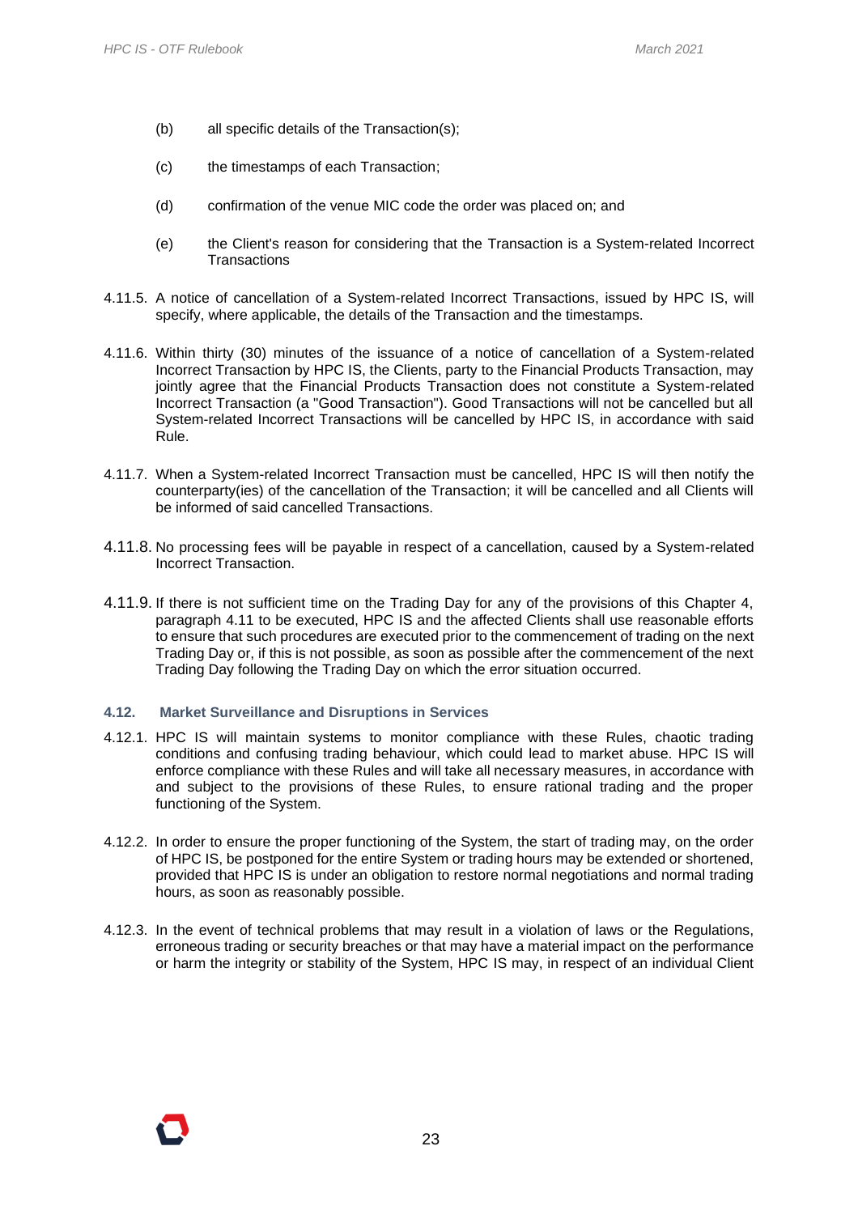(b) all specific details of the Transaction(s);

(c) the timestamps of each Transaction;

(d) confirmation of the venue MIC code the order was placed on; and

(e) the Client's reason for considering that the Transaction is a System-related Incorrect Transactions

4.11.5. A notice of cancellation of a System-related Incorrect Transactions, issued by HPC IS, will specify, where applicable, the details of the Transaction and the timestamps.

4.11.6. Within thirty (30) minutes of the issuance of a notice of cancellation of a System-related Incorrect Transaction by HPC IS, the Clients, party to the Financial Products Transaction, may jointly agree that the Financial Products Transaction does not constitute a System-related Incorrect Transaction (a "Good Transaction"). Good Transactions will not be cancelled but all System-related Incorrect Transactions will be cancelled by HPC IS, in accordance with said Rule.

4.11.7. When a System-related Incorrect Transaction must be cancelled, HPC IS will then notify the counterparty(ies) of the cancellation of the Transaction; it will be cancelled and all Clients will be informed of said cancelled Transactions.

4.11.8. No processing fees will be payable in respect of a cancellation, caused by a System-related Incorrect Transaction.

4.11.9. If there is not sufficient time on the Trading Day for any of the provisions of this Chapter 4, paragraph 4.11 to be executed, HPC IS and the affected Clients shall use reasonable efforts to ensure that such procedures are executed prior to the commencement of trading on the next Trading Day or, if this is not possible, as soon as possible after the commencement of the next Trading Day following the Trading Day on which the error situation occurred.

### 4.12. Market Surveillance and Disruptions in Services

4.12.1. HPC IS will maintain systems to monitor compliance with these Rules, chaotic trading conditions and confusing trading behaviour, which could lead to market abuse. HPC IS will enforce compliance with these Rules and will take all necessary measures, in accordance with and subject to the provisions of these Rules, to ensure rational trading and the proper functioning of the System.

4.12.2. In order to ensure the proper functioning of the System, the start of trading may, on the order of HPC IS, be postponed for the entire System or trading hours may be extended or shortened, provided that HPC IS is under an obligation to restore normal negotiations and normal trading hours, as soon as reasonably possible.

4.12.3. In the event of technical problems that may result in a violation of laws or the Regulations, erroneous trading or security breaches or that may have a material impact on the performance or harm the integrity or stability of the System, HPC IS may, in respect of an individual Client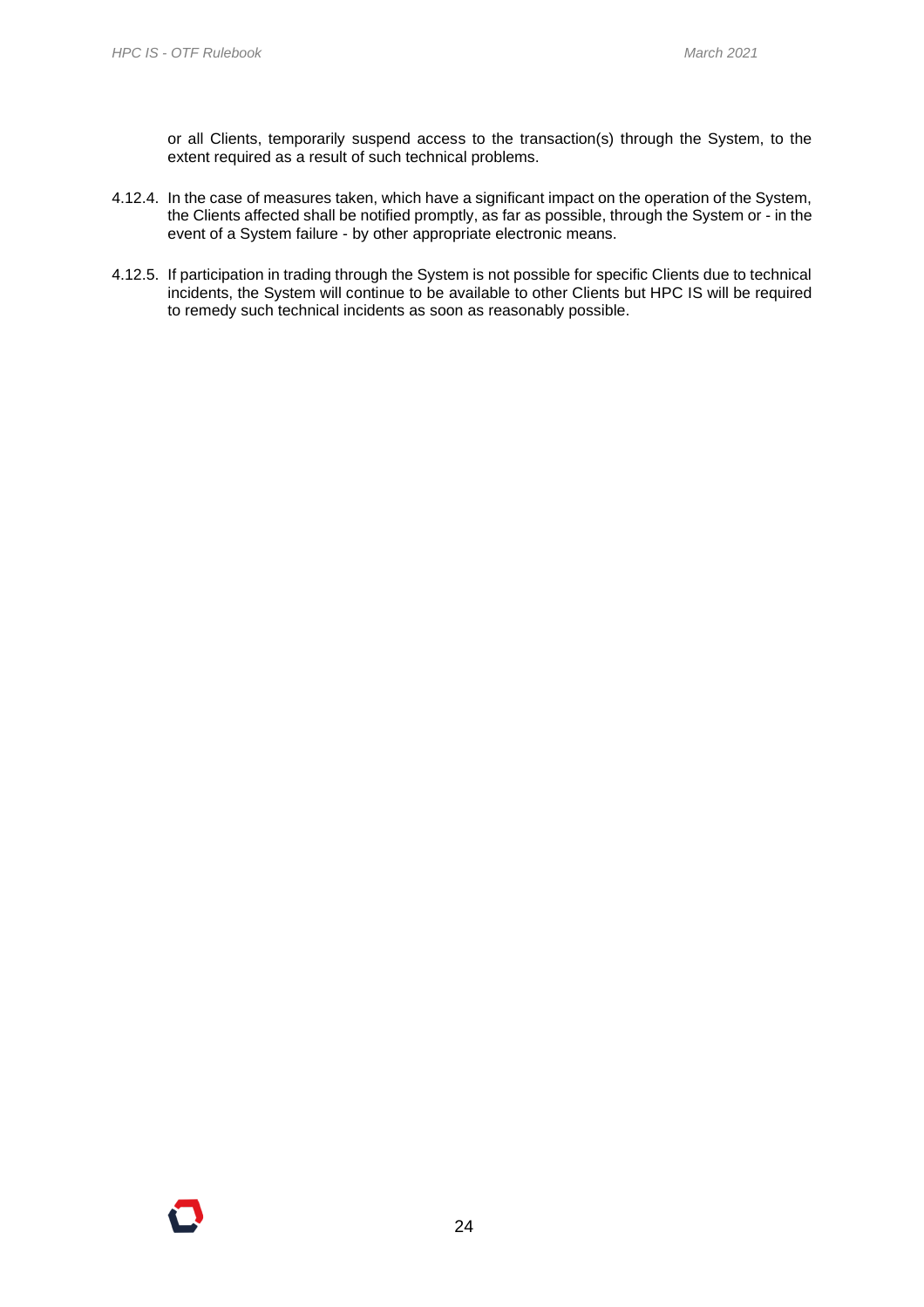or all Clients, temporarily suspend access to the transaction(s) through the System, to the extent required as a result of such technical problems.

4.12.4. In the case of measures taken, which have a significant impact on the operation of the System, the Clients affected shall be notified promptly, as far as possible, through the System or - in the event of a System failure - by other appropriate electronic means.

4.12.5. If participation in trading through the System is not possible for specific Clients due to technical incidents, the System will continue to be available to other Clients but HPC IS will be required to remedy such technical incidents as soon as reasonably possible.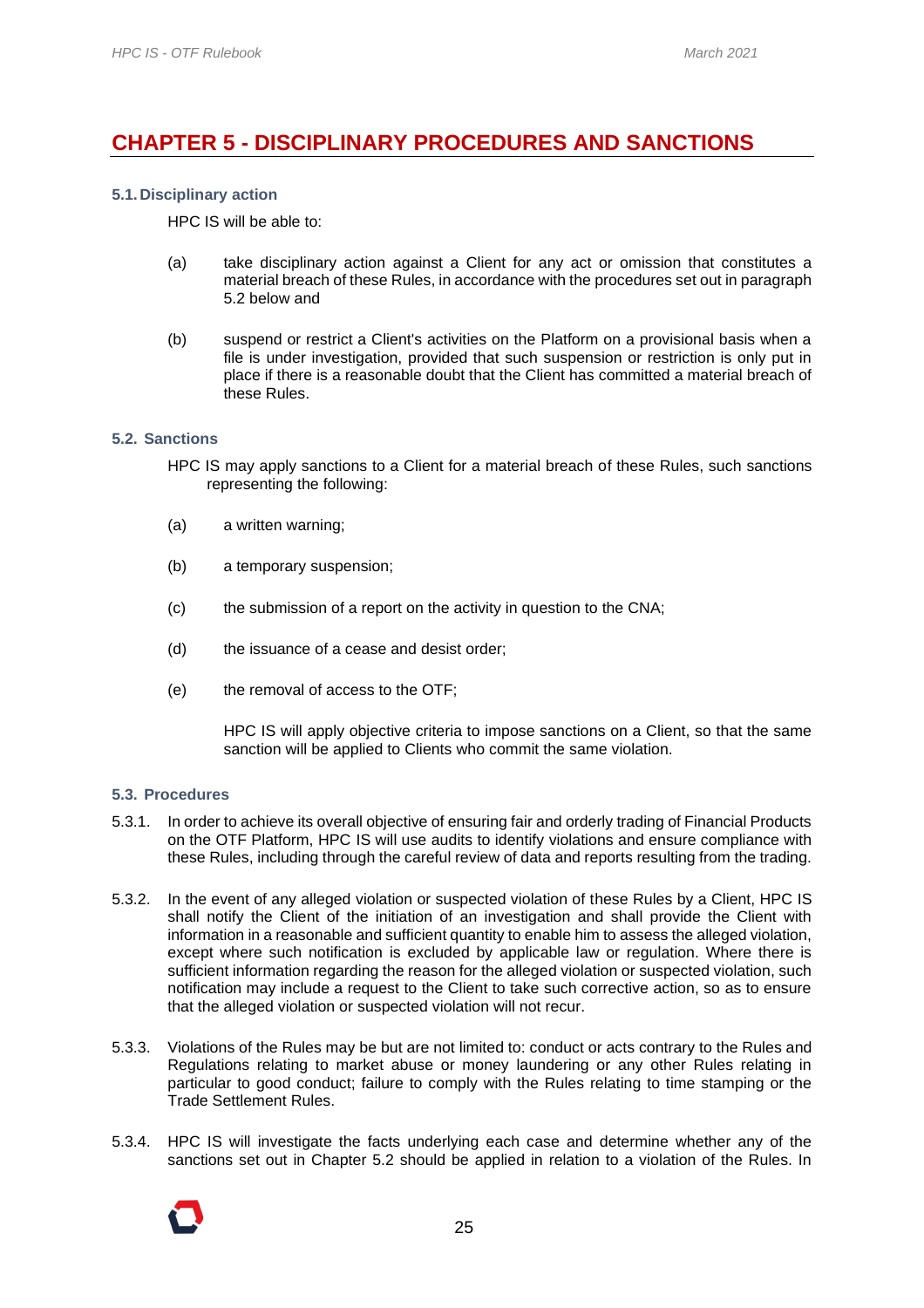# CHAPTER 5 - DISCIPLINARY PROCEDURES AND SANCTIONS

### 5.1. Disciplinary action

HPC IS will be able to:

(a) take disciplinary action against a Client for any act or omission that constitutes a material breach of these Rules, in accordance with the procedures set out in paragraph 5.2 below and

(b) suspend or restrict a Client's activities on the Platform on a provisional basis when a file is under investigation, provided that such suspension or restriction is only put in place if there is a reasonable doubt that the Client has committed a material breach of these Rules.

### 5.2. Sanctions

HPC IS may apply sanctions to a Client for a material breach of these Rules, such sanctions representing the following:

(a) a written warning;

(b) a temporary suspension;

(c) the submission of a report on the activity in question to the CNA;

(d) the issuance of a cease and desist order;

(e) the removal of access to the OTF;

HPC IS will apply objective criteria to impose sanctions on a Client, so that the same sanction will be applied to Clients who commit the same violation.

### 5.3. Procedures

5.3.1. In order to achieve its overall objective of ensuring fair and orderly trading of Financial Products on the OTF Platform, HPC IS will use audits to identify violations and ensure compliance with these Rules, including through the careful review of data and reports resulting from the trading.

5.3.2. In the event of any alleged violation or suspected violation of these Rules by a Client, HPC IS shall notify the Client of the initiation of an investigation and shall provide the Client with information in a reasonable and sufficient quantity to enable him to assess the alleged violation, except where such notification is excluded by applicable law or regulation. Where there is sufficient information regarding the reason for the alleged violation or suspected violation, such notification may include a request to the Client to take such corrective action, so as to ensure that the alleged violation or suspected violation will not recur.

5.3.3. Violations of the Rules may be but are not limited to: conduct or acts contrary to the Rules and Regulations relating to market abuse or money laundering or any other Rules relating in particular to good conduct; failure to comply with the Rules relating to time stamping or the Trade Settlement Rules.

5.3.4. HPC IS will investigate the facts underlying each case and determine whether any of the sanctions set out in Chapter 5.2 should be applied in relation to a violation of the Rules. In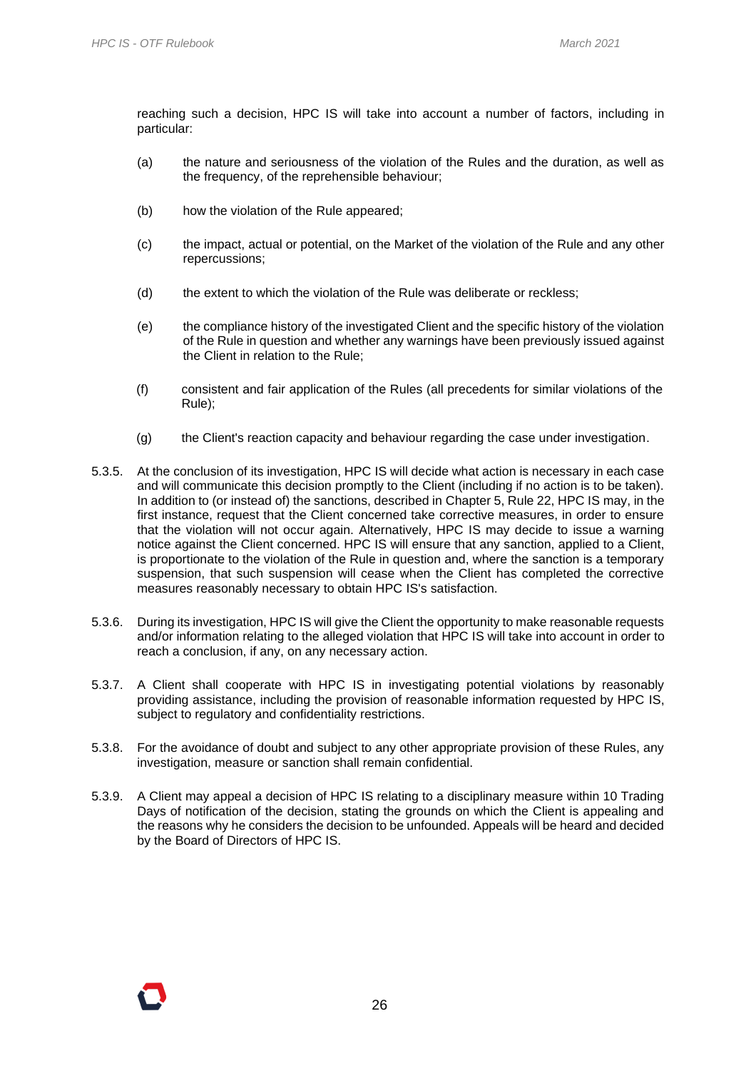reaching such a decision, HPC IS will take into account a number of factors, including in particular:

(a) the nature and seriousness of the violation of the Rules and the duration, as well as the frequency, of the reprehensible behaviour;

(b) how the violation of the Rule appeared;

(c) the impact, actual or potential, on the Market of the violation of the Rule and any other repercussions;

(d) the extent to which the violation of the Rule was deliberate or reckless;

(e) the compliance history of the investigated Client and the specific history of the violation of the Rule in question and whether any warnings have been previously issued against the Client in relation to the Rule;

(f) consistent and fair application of the Rules (all precedents for similar violations of the Rule);

(g) the Client's reaction capacity and behaviour regarding the case under investigation.

5.3.5. At the conclusion of its investigation, HPC IS will decide what action is necessary in each case and will communicate this decision promptly to the Client (including if no action is to be taken). In addition to (or instead of) the sanctions, described in Chapter 5, Rule 22, HPC IS may, in the first instance, request that the Client concerned take corrective measures, in order to ensure that the violation will not occur again. Alternatively, HPC IS may decide to issue a warning notice against the Client concerned. HPC IS will ensure that any sanction, applied to a Client, is proportionate to the violation of the Rule in question and, where the sanction is a temporary suspension, that such suspension will cease when the Client has completed the corrective measures reasonably necessary to obtain HPC IS's satisfaction.

5.3.6. During its investigation, HPC IS will give the Client the opportunity to make reasonable requests and/or information relating to the alleged violation that HPC IS will take into account in order to reach a conclusion, if any, on any necessary action.

5.3.7. A Client shall cooperate with HPC IS in investigating potential violations by reasonably providing assistance, including the provision of reasonable information requested by HPC IS, subject to regulatory and confidentiality restrictions.

5.3.8. For the avoidance of doubt and subject to any other appropriate provision of these Rules, any investigation, measure or sanction shall remain confidential.

5.3.9. A Client may appeal a decision of HPC IS relating to a disciplinary measure within 10 Trading Days of notification of the decision, stating the grounds on which the Client is appealing and the reasons why he considers the decision to be unfounded. Appeals will be heard and decided by the Board of Directors of HPC IS.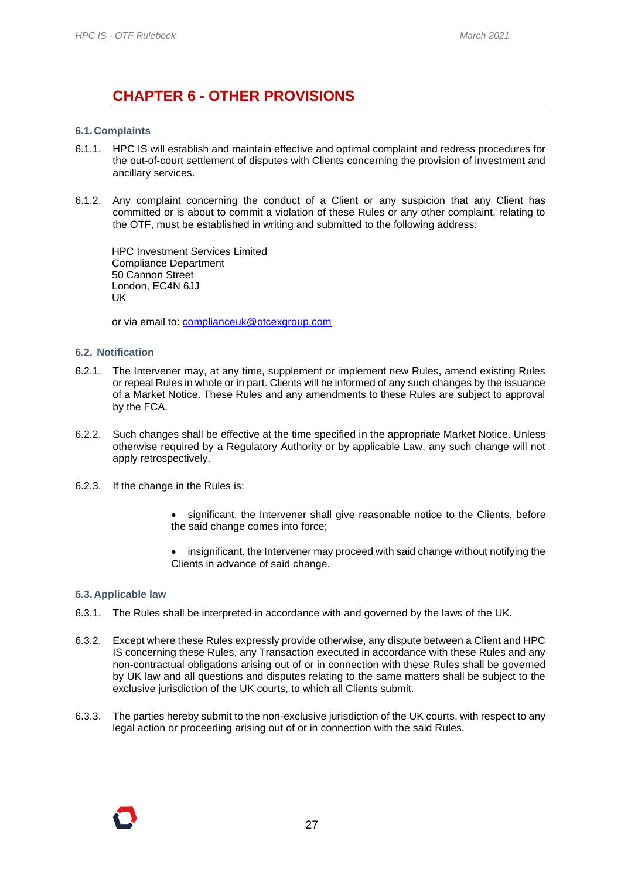# CHAPTER 6 - OTHER PROVISIONS

### 6.1. Complaints

6.1.1. HPC IS will establish and maintain effective and optimal complaint and redress procedures for the out-of-court settlement of disputes with Clients concerning the provision of investment and ancillary services.

6.1.2. Any complaint concerning the conduct of a Client or any suspicion that any Client has committed or is about to commit a violation of these Rules or any other complaint, relating to the OTF, must be established in writing and submitted to the following address:

HPC Investment Services Limited
Compliance Department
50 Cannon Street
London, EC4N 6JJ
UK

or via email to: complianceuk@otcexgroup.com

### 6.2. Notification

6.2.1. The Intervener may, at any time, supplement or implement new Rules, amend existing Rules or repeal Rules in whole or in part. Clients will be informed of any such changes by the issuance of a Market Notice. These Rules and any amendments to these Rules are subject to approval by the FCA.

6.2.2. Such changes shall be effective at the time specified in the appropriate Market Notice. Unless otherwise required by a Regulatory Authority or by applicable Law, any such change will not apply retrospectively.

6.2.3. If the change in the Rules is:

- significant, the Intervener shall give reasonable notice to the Clients, before the said change comes into force;
- insignificant, the Intervener may proceed with said change without notifying the Clients in advance of said change.

### 6.3. Applicable law

6.3.1. The Rules shall be interpreted in accordance with and governed by the laws of the UK.

6.3.2. Except where these Rules expressly provide otherwise, any dispute between a Client and HPC IS concerning these Rules, any Transaction executed in accordance with these Rules and any non-contractual obligations arising out of or in connection with these Rules shall be governed by UK law and all questions and disputes relating to the same matters shall be subject to the exclusive jurisdiction of the UK courts, to which all Clients submit.

6.3.3. The parties hereby submit to the non-exclusive jurisdiction of the UK courts, with respect to any legal action or proceeding arising out of or in connection with the said Rules.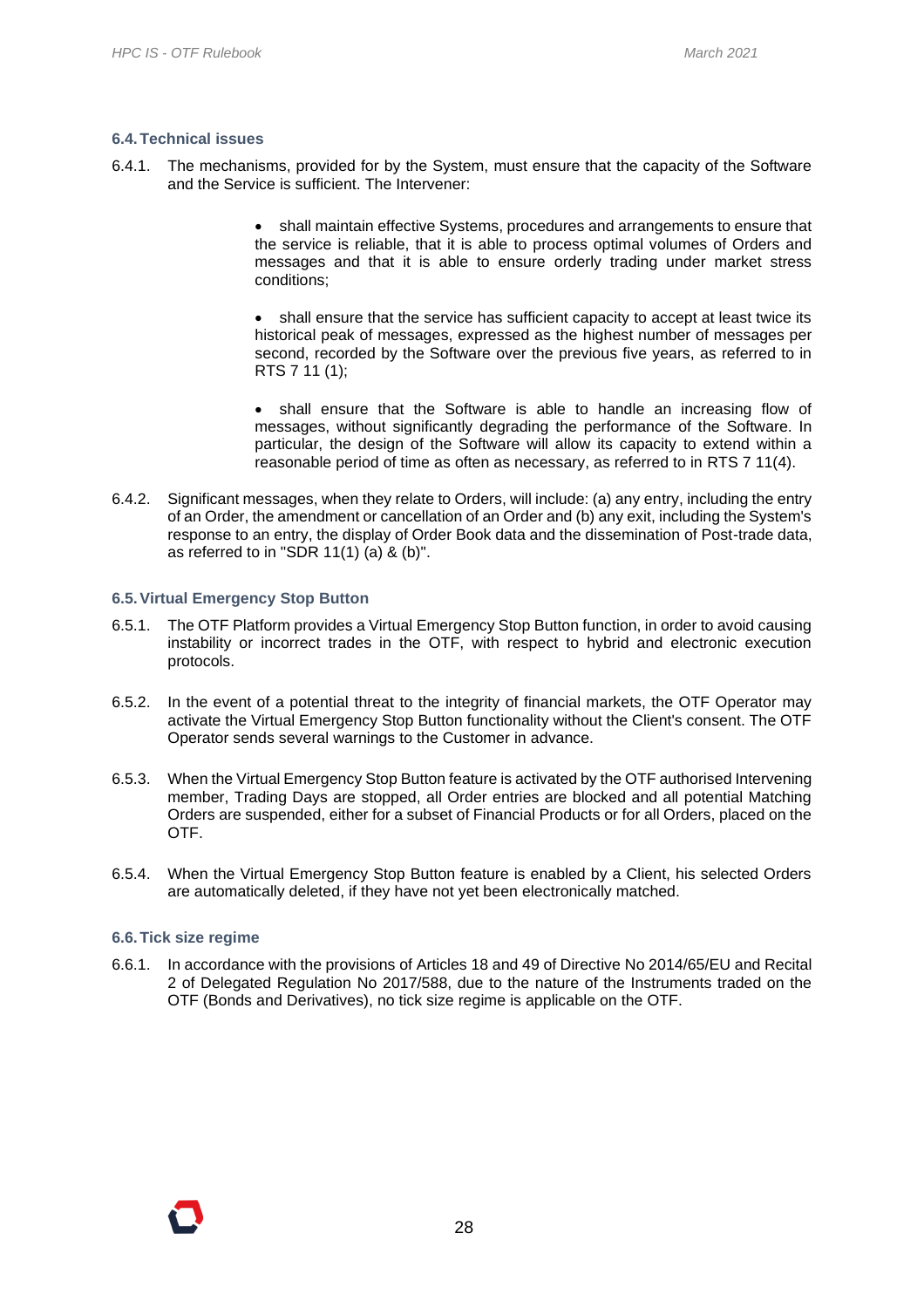### 6.4. Technical issues

6.4.1. The mechanisms, provided for by the System, must ensure that the capacity of the Software and the Service is sufficient. The Intervener:

- shall maintain effective Systems, procedures and arrangements to ensure that the service is reliable, that it is able to process optimal volumes of Orders and messages and that it is able to ensure orderly trading under market stress conditions;
- shall ensure that the service has sufficient capacity to accept at least twice its historical peak of messages, expressed as the highest number of messages per second, recorded by the Software over the previous five years, as referred to in RTS 7 11 (1);
- shall ensure that the Software is able to handle an increasing flow of messages, without significantly degrading the performance of the Software. In particular, the design of the Software will allow its capacity to extend within a reasonable period of time as often as necessary, as referred to in RTS 7 11(4).

6.4.2. Significant messages, when they relate to Orders, will include: (a) any entry, including the entry of an Order, the amendment or cancellation of an Order and (b) any exit, including the System's response to an entry, the display of Order Book data and the dissemination of Post-trade data, as referred to in "SDR 11(1) (a) & (b)".

### 6.5. Virtual Emergency Stop Button

6.5.1. The OTF Platform provides a Virtual Emergency Stop Button function, in order to avoid causing instability or incorrect trades in the OTF, with respect to hybrid and electronic execution protocols.

6.5.2. In the event of a potential threat to the integrity of financial markets, the OTF Operator may activate the Virtual Emergency Stop Button functionality without the Client's consent. The OTF Operator sends several warnings to the Customer in advance.

6.5.3. When the Virtual Emergency Stop Button feature is activated by the OTF authorised Intervening member, Trading Days are stopped, all Order entries are blocked and all potential Matching Orders are suspended, either for a subset of Financial Products or for all Orders, placed on the OTF.

6.5.4. When the Virtual Emergency Stop Button feature is enabled by a Client, his selected Orders are automatically deleted, if they have not yet been electronically matched.

### 6.6. Tick size regime

6.6.1. In accordance with the provisions of Articles 18 and 49 of Directive No 2014/65/EU and Recital 2 of Delegated Regulation No 2017/588, due to the nature of the Instruments traded on the OTF (Bonds and Derivatives), no tick size regime is applicable on the OTF.